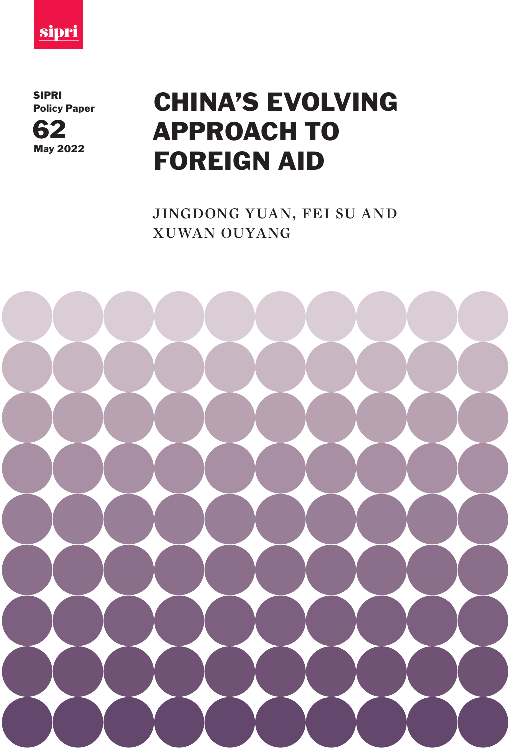sipri

SIPRI Policy Paper

62

May 2022

# CHINA'S EVOLVING APPROACH TO FOREIGN AID

JINGDONG YUAN, FEI SU AND XUWAN OUYANG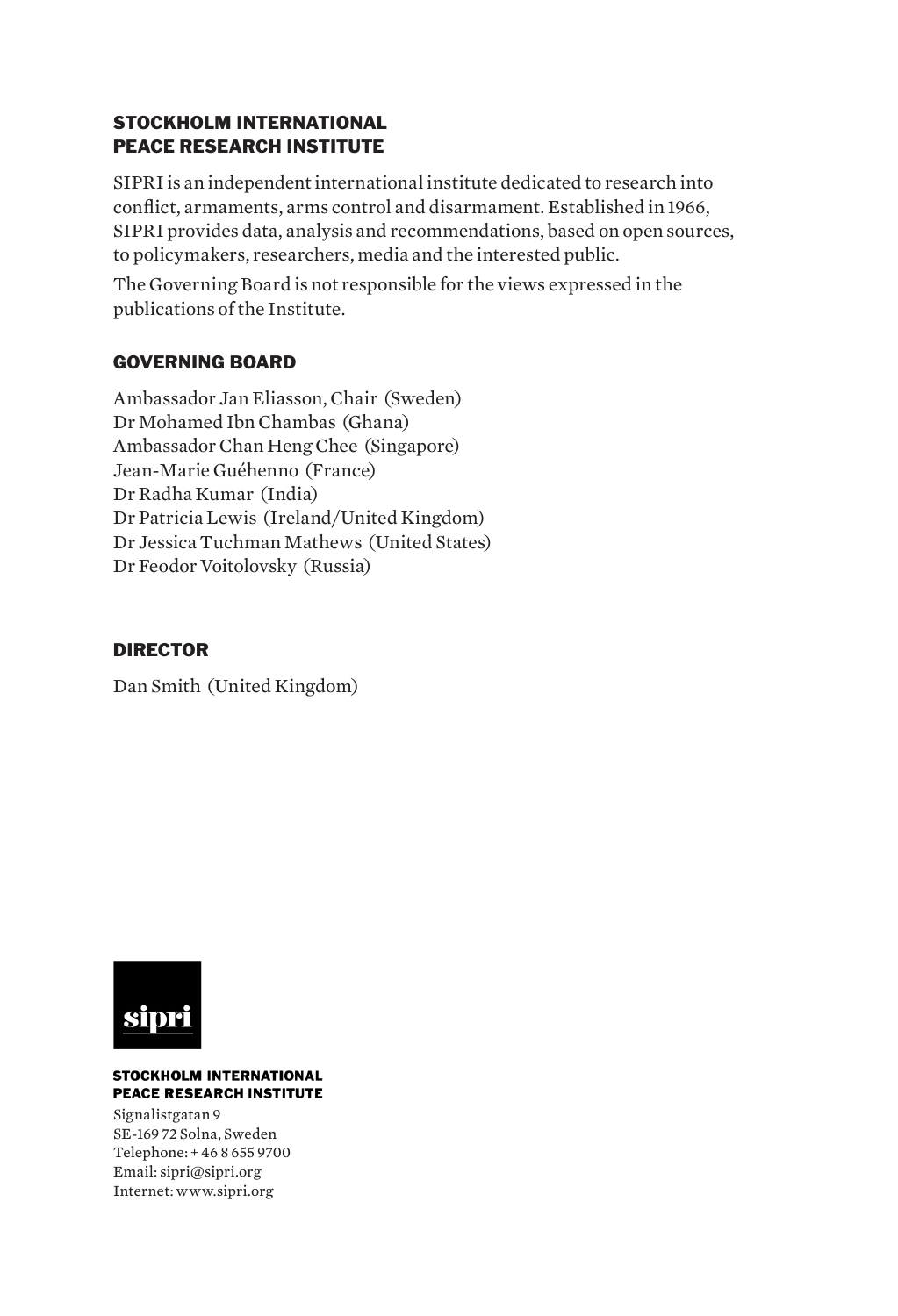## STOCKHOLM INTERNATIONAL PEACE RESEARCH INSTITUTE

SIPRI is an independent international institute dedicated to research into conflict, armaments, arms control and disarmament. Established in 1966, SIPRI provides data, analysis and recommendations, based on open sources, to policymakers, researchers, media and the interested public.

The Governing Board is not responsible for the views expressed in the publications of the Institute.

## GOVERNING BOARD

Ambassador Jan Eliasson, Chair (Sweden)
Dr Mohamed Ibn Chambas (Ghana)
Ambassador Chan Heng Chee (Singapore)
Jean-Marie Guéhenno (France)
Dr Radha Kumar (India)
Dr Patricia Lewis (Ireland/United Kingdom)
Dr Jessica Tuchman Mathews (United States)
Dr Feodor Voitolovsky (Russia)

## DIRECTOR

Dan Smith (United Kingdom)

sipri

**STOCKHOLM INTERNATIONAL PEACE RESEARCH INSTITUTE**

Signalistgatan 9
SE-169 72 Solna, Sweden
Telephone: + 46 8 655 9700
Email: sipri@sipri.org
Internet: www.sipri.org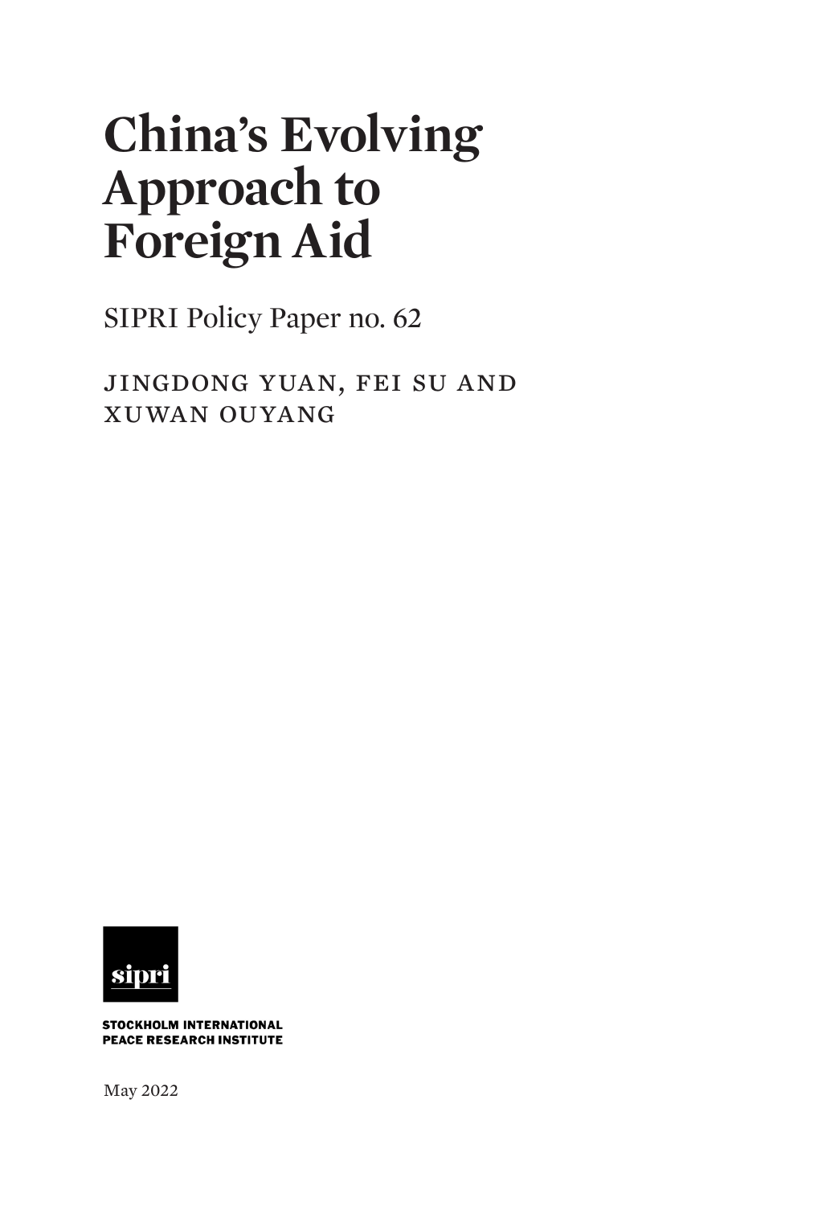# China's Evolving Approach to Foreign Aid

SIPRI Policy Paper no. 62

JINGDONG YUAN, FEI SU AND XUWAN OUYANG

sipri

STOCKHOLM INTERNATIONAL PEACE RESEARCH INSTITUTE

May 2022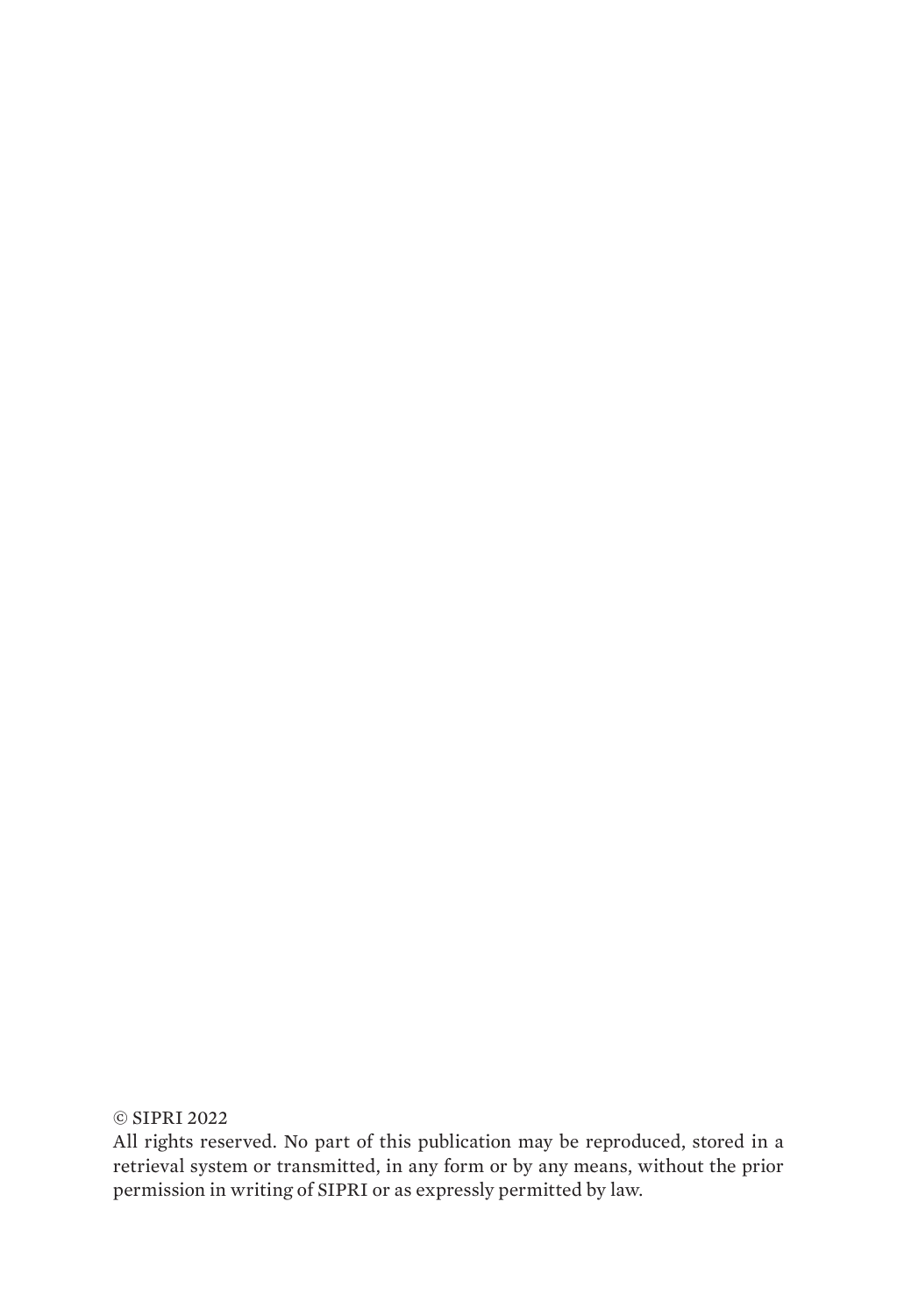© SIPRI 2022

All rights reserved. No part of this publication may be reproduced, stored in a retrieval system or transmitted, in any form or by any means, without the prior permission in writing of SIPRI or as expressly permitted by law.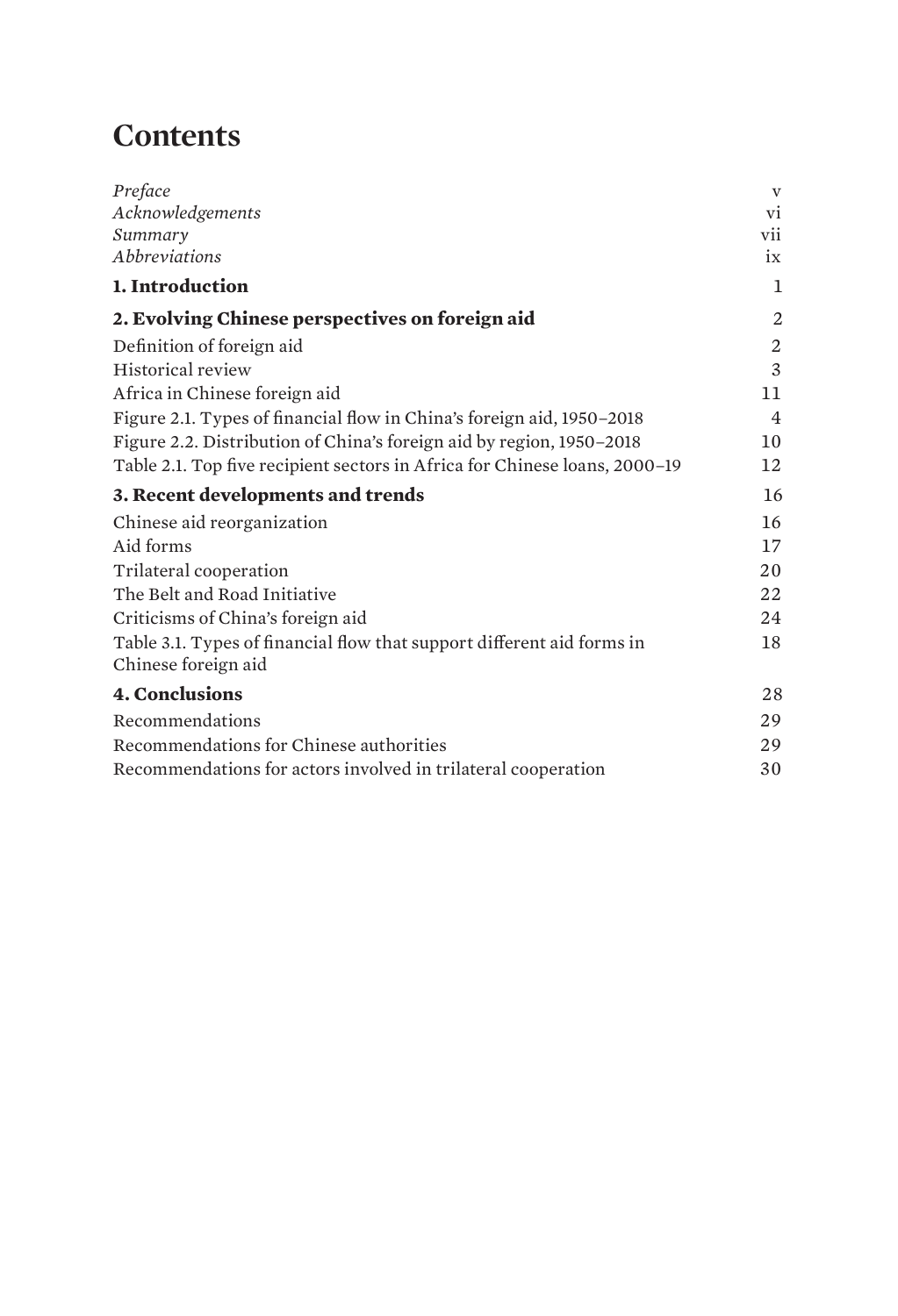# Contents

| | |
|---|---|
| *Preface* | v |
| *Acknowledgements* | vi |
| *Summary* | vii |
| *Abbreviations* | ix |
| **1. Introduction** | 1 |
| **2. Evolving Chinese perspectives on foreign aid** | 2 |
| Definition of foreign aid | 2 |
| Historical review | 3 |
| Africa in Chinese foreign aid | 11 |
| Figure 2.1. Types of financial flow in China's foreign aid, 1950–2018 | 4 |
| Figure 2.2. Distribution of China's foreign aid by region, 1950–2018 | 10 |
| Table 2.1. Top five recipient sectors in Africa for Chinese loans, 2000–19 | 12 |
| **3. Recent developments and trends** | 16 |
| Chinese aid reorganization | 16 |
| Aid forms | 17 |
| Trilateral cooperation | 20 |
| The Belt and Road Initiative | 22 |
| Criticisms of China's foreign aid | 24 |
| Table 3.1. Types of financial flow that support different aid forms in Chinese foreign aid | 18 |
| **4. Conclusions** | 28 |
| Recommendations | 29 |
| Recommendations for Chinese authorities | 29 |
| Recommendations for actors involved in trilateral cooperation | 30 |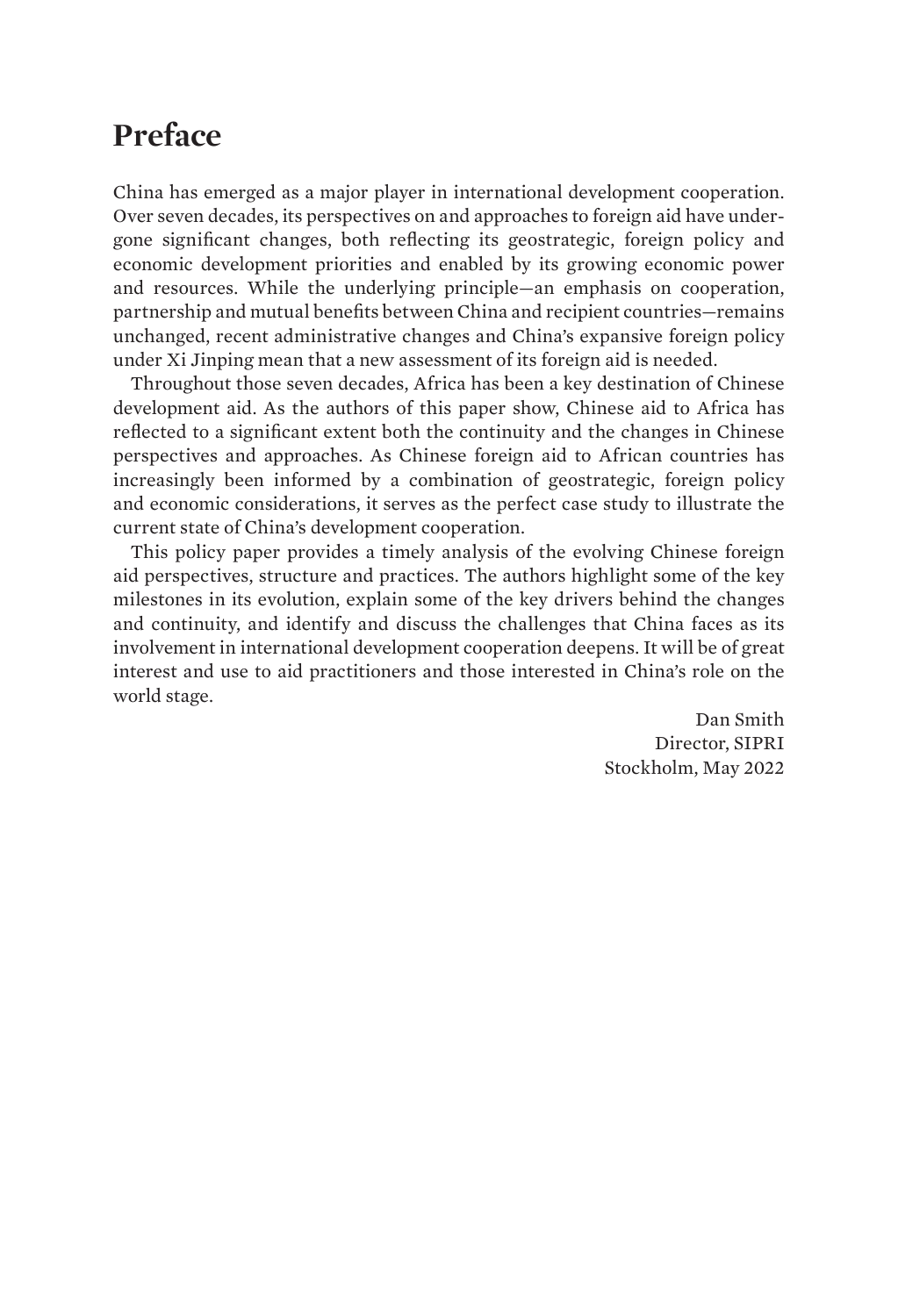# Preface

China has emerged as a major player in international development cooperation. Over seven decades, its perspectives on and approaches to foreign aid have undergone significant changes, both reflecting its geostrategic, foreign policy and economic development priorities and enabled by its growing economic power and resources. While the underlying principle—an emphasis on cooperation, partnership and mutual benefits between China and recipient countries—remains unchanged, recent administrative changes and China's expansive foreign policy under Xi Jinping mean that a new assessment of its foreign aid is needed.

Throughout those seven decades, Africa has been a key destination of Chinese development aid. As the authors of this paper show, Chinese aid to Africa has reflected to a significant extent both the continuity and the changes in Chinese perspectives and approaches. As Chinese foreign aid to African countries has increasingly been informed by a combination of geostrategic, foreign policy and economic considerations, it serves as the perfect case study to illustrate the current state of China's development cooperation.

This policy paper provides a timely analysis of the evolving Chinese foreign aid perspectives, structure and practices. The authors highlight some of the key milestones in its evolution, explain some of the key drivers behind the changes and continuity, and identify and discuss the challenges that China faces as its involvement in international development cooperation deepens. It will be of great interest and use to aid practitioners and those interested in China's role on the world stage.

Dan Smith
Director, SIPRI
Stockholm, May 2022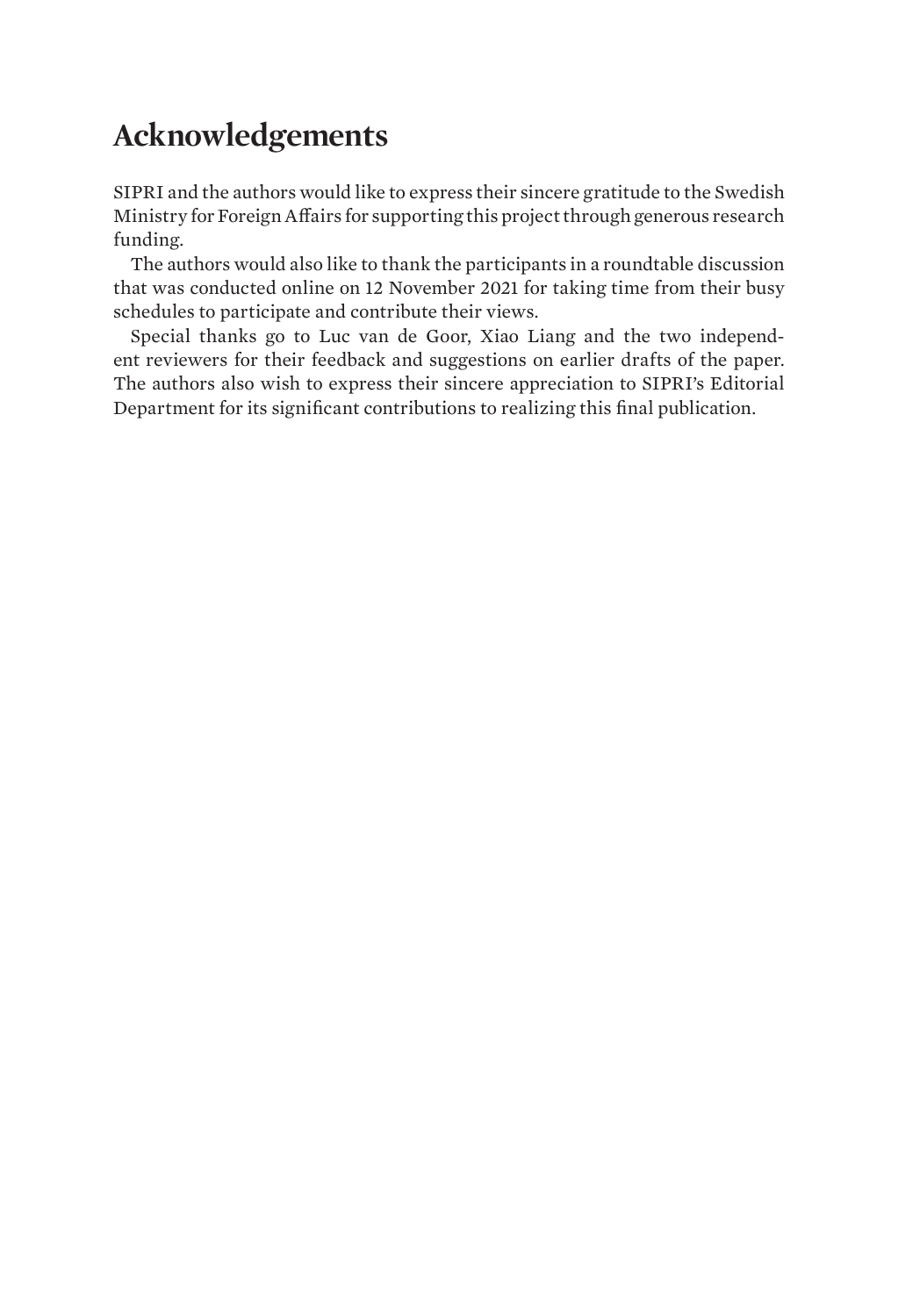# Acknowledgements

SIPRI and the authors would like to express their sincere gratitude to the Swedish Ministry for Foreign Affairs for supporting this project through generous research funding.

The authors would also like to thank the participants in a roundtable discussion that was conducted online on 12 November 2021 for taking time from their busy schedules to participate and contribute their views.

Special thanks go to Luc van de Goor, Xiao Liang and the two independent reviewers for their feedback and suggestions on earlier drafts of the paper. The authors also wish to express their sincere appreciation to SIPRI's Editorial Department for its significant contributions to realizing this final publication.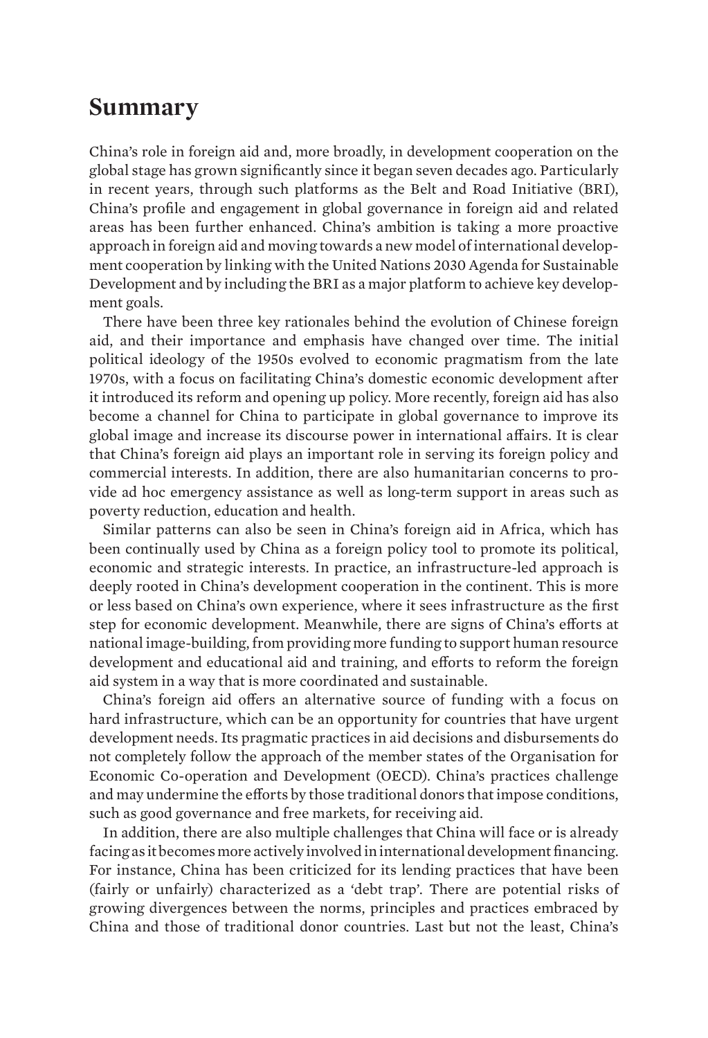# Summary

China's role in foreign aid and, more broadly, in development cooperation on the global stage has grown significantly since it began seven decades ago. Particularly in recent years, through such platforms as the Belt and Road Initiative (BRI), China's profile and engagement in global governance in foreign aid and related areas has been further enhanced. China's ambition is taking a more proactive approach in foreign aid and moving towards a new model of international development cooperation by linking with the United Nations 2030 Agenda for Sustainable Development and by including the BRI as a major platform to achieve key development goals.

There have been three key rationales behind the evolution of Chinese foreign aid, and their importance and emphasis have changed over time. The initial political ideology of the 1950s evolved to economic pragmatism from the late 1970s, with a focus on facilitating China's domestic economic development after it introduced its reform and opening up policy. More recently, foreign aid has also become a channel for China to participate in global governance to improve its global image and increase its discourse power in international affairs. It is clear that China's foreign aid plays an important role in serving its foreign policy and commercial interests. In addition, there are also humanitarian concerns to provide ad hoc emergency assistance as well as long-term support in areas such as poverty reduction, education and health.

Similar patterns can also be seen in China's foreign aid in Africa, which has been continually used by China as a foreign policy tool to promote its political, economic and strategic interests. In practice, an infrastructure-led approach is deeply rooted in China's development cooperation in the continent. This is more or less based on China's own experience, where it sees infrastructure as the first step for economic development. Meanwhile, there are signs of China's efforts at national image-building, from providing more funding to support human resource development and educational aid and training, and efforts to reform the foreign aid system in a way that is more coordinated and sustainable.

China's foreign aid offers an alternative source of funding with a focus on hard infrastructure, which can be an opportunity for countries that have urgent development needs. Its pragmatic practices in aid decisions and disbursements do not completely follow the approach of the member states of the Organisation for Economic Co-operation and Development (OECD). China's practices challenge and may undermine the efforts by those traditional donors that impose conditions, such as good governance and free markets, for receiving aid.

In addition, there are also multiple challenges that China will face or is already facing as it becomes more actively involved in international development financing. For instance, China has been criticized for its lending practices that have been (fairly or unfairly) characterized as a 'debt trap'. There are potential risks of growing divergences between the norms, principles and practices embraced by China and those of traditional donor countries. Last but not the least, China's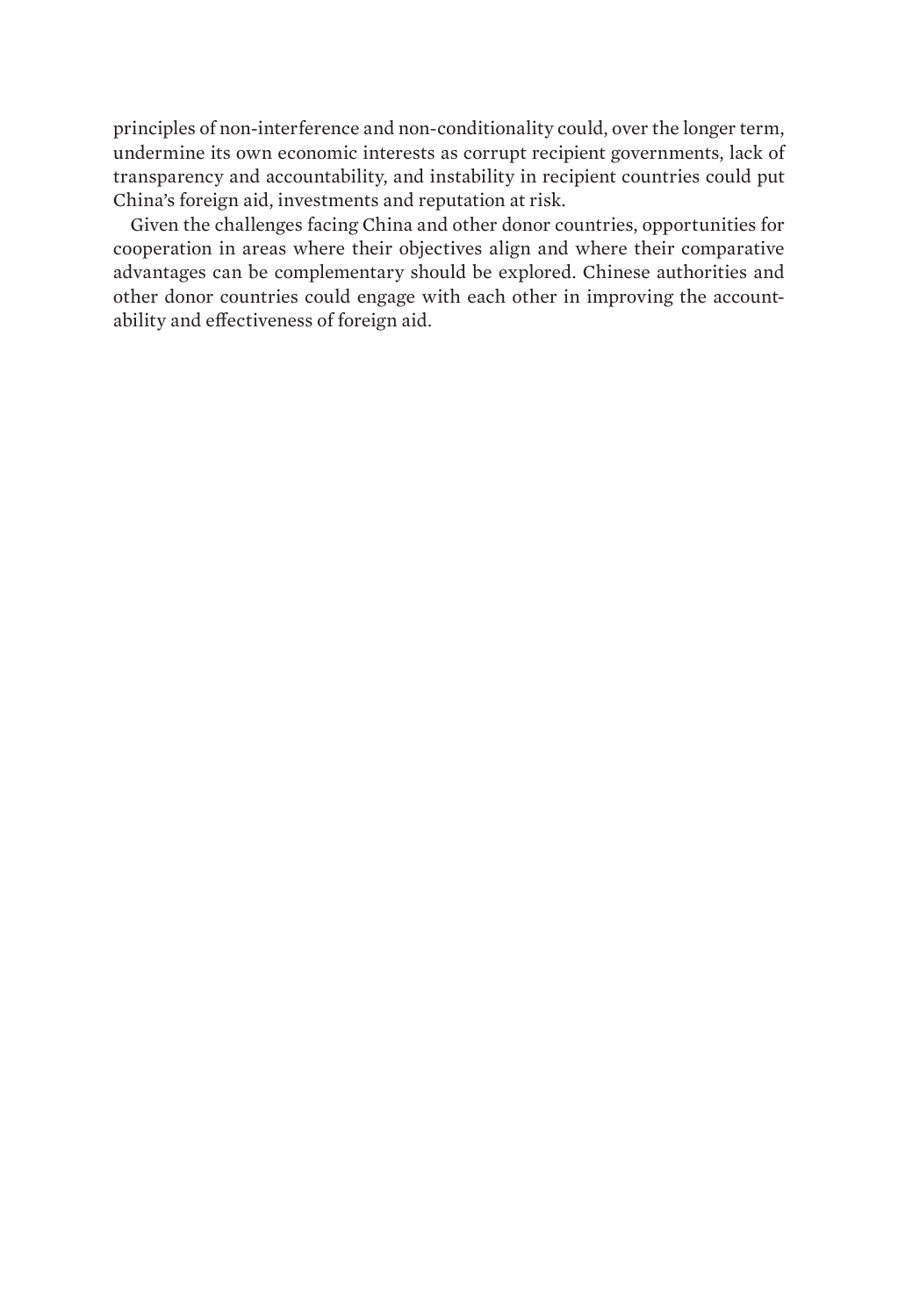principles of non-interference and non-conditionality could, over the longer term, undermine its own economic interests as corrupt recipient governments, lack of transparency and accountability, and instability in recipient countries could put China's foreign aid, investments and reputation at risk.

Given the challenges facing China and other donor countries, opportunities for cooperation in areas where their objectives align and where their comparative advantages can be complementary should be explored. Chinese authorities and other donor countries could engage with each other in improving the accountability and effectiveness of foreign aid.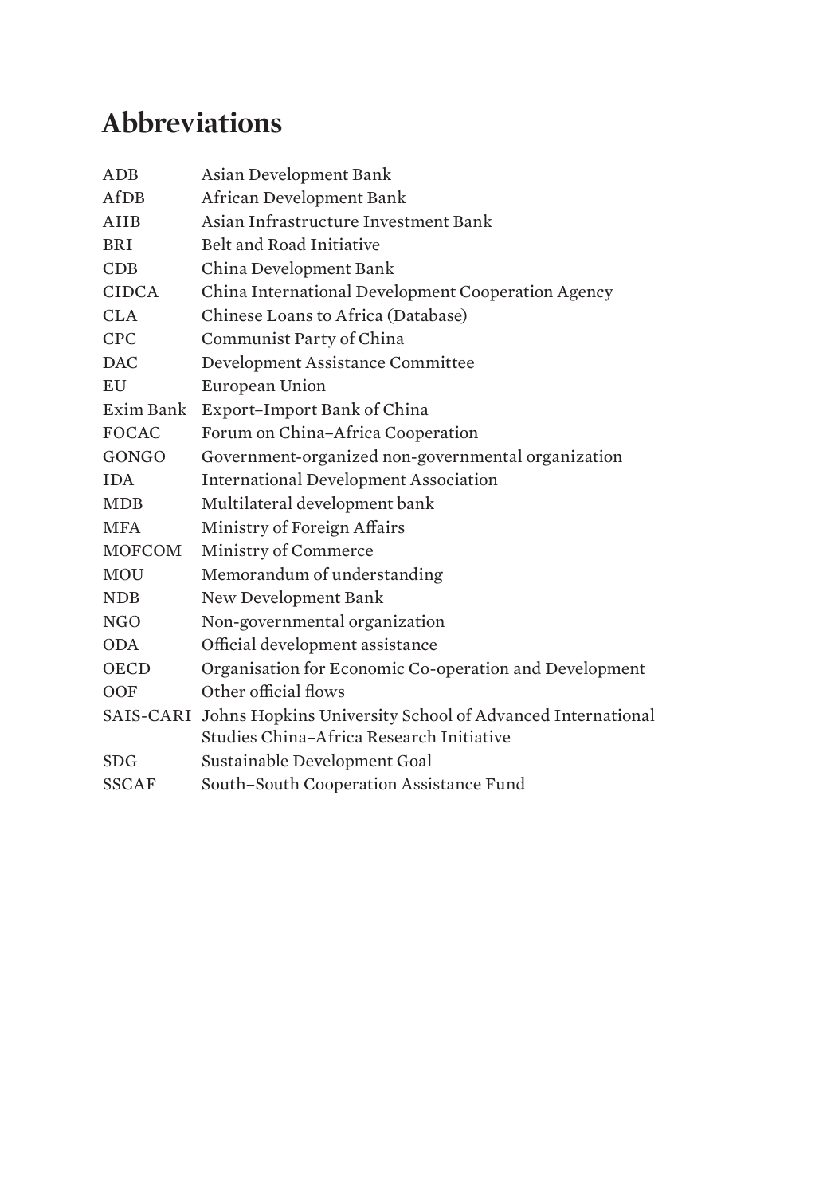# Abbreviations

| | |
|---|---|
| ADB | Asian Development Bank |
| AfDB | African Development Bank |
| AIIB | Asian Infrastructure Investment Bank |
| BRI | Belt and Road Initiative |
| CDB | China Development Bank |
| CIDCA | China International Development Cooperation Agency |
| CLA | Chinese Loans to Africa (Database) |
| CPC | Communist Party of China |
| DAC | Development Assistance Committee |
| EU | European Union |
| Exim Bank | Export–Import Bank of China |
| FOCAC | Forum on China–Africa Cooperation |
| GONGO | Government-organized non-governmental organization |
| IDA | International Development Association |
| MDB | Multilateral development bank |
| MFA | Ministry of Foreign Affairs |
| MOFCOM | Ministry of Commerce |
| MOU | Memorandum of understanding |
| NDB | New Development Bank |
| NGO | Non-governmental organization |
| ODA | Official development assistance |
| OECD | Organisation for Economic Co-operation and Development |
| OOF | Other official flows |
| SAIS-CARI | Johns Hopkins University School of Advanced International Studies China–Africa Research Initiative |
| SDG | Sustainable Development Goal |
| SSCAF | South–South Cooperation Assistance Fund |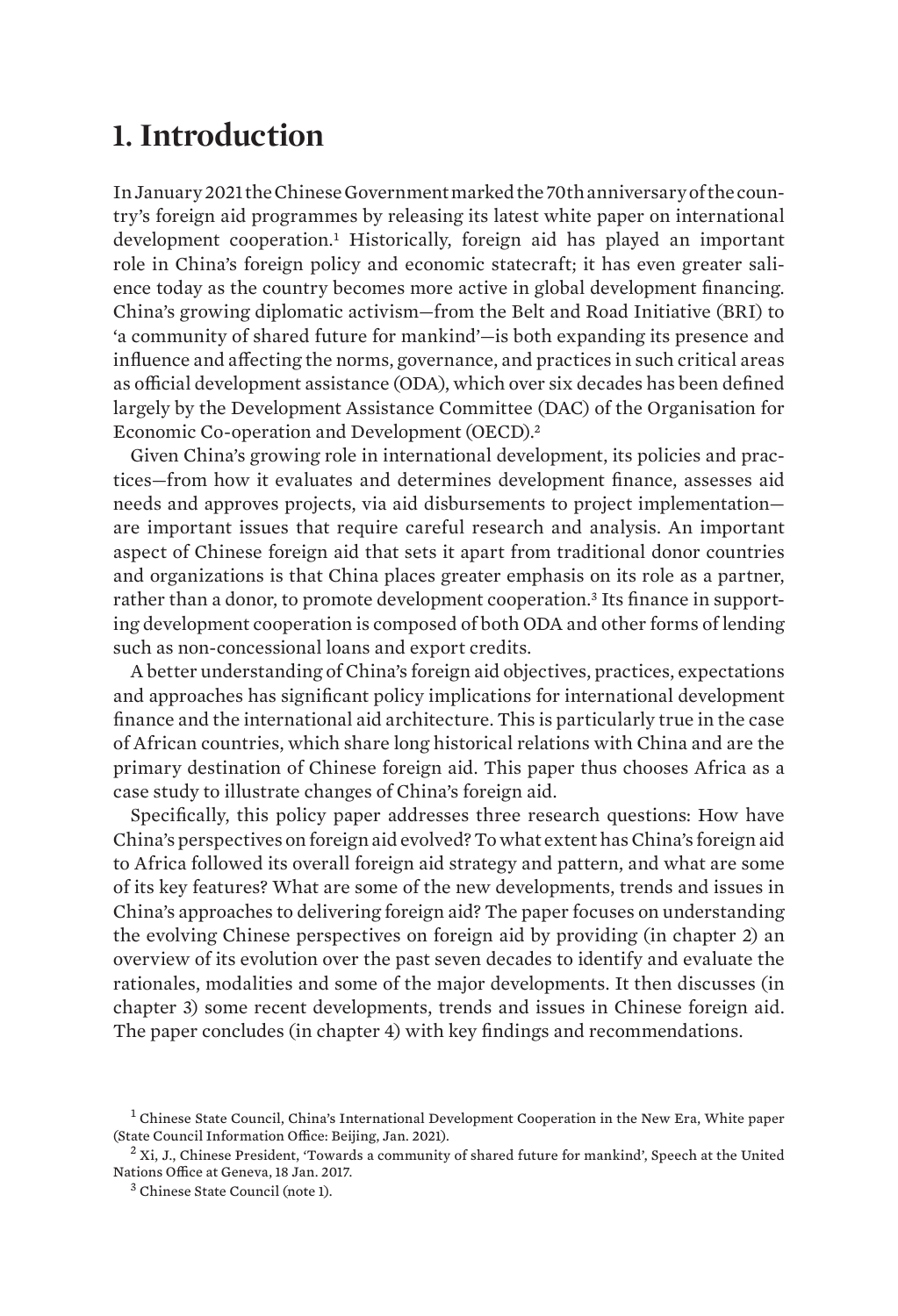# 1. Introduction

In January 2021 the Chinese Government marked the 70th anniversary of the country's foreign aid programmes by releasing its latest white paper on international development cooperation.[1] Historically, foreign aid has played an important role in China's foreign policy and economic statecraft; it has even greater salience today as the country becomes more active in global development financing. China's growing diplomatic activism—from the Belt and Road Initiative (BRI) to 'a community of shared future for mankind'—is both expanding its presence and influence and affecting the norms, governance, and practices in such critical areas as official development assistance (ODA), which over six decades has been defined largely by the Development Assistance Committee (DAC) of the Organisation for Economic Co-operation and Development (OECD).[2]

Given China's growing role in international development, its policies and practices—from how it evaluates and determines development finance, assesses aid needs and approves projects, via aid disbursements to project implementation—are important issues that require careful research and analysis. An important aspect of Chinese foreign aid that sets it apart from traditional donor countries and organizations is that China places greater emphasis on its role as a partner, rather than a donor, to promote development cooperation.[3] Its finance in supporting development cooperation is composed of both ODA and other forms of lending such as non-concessional loans and export credits.

A better understanding of China's foreign aid objectives, practices, expectations and approaches has significant policy implications for international development finance and the international aid architecture. This is particularly true in the case of African countries, which share long historical relations with China and are the primary destination of Chinese foreign aid. This paper thus chooses Africa as a case study to illustrate changes of China's foreign aid.

Specifically, this policy paper addresses three research questions: How have China's perspectives on foreign aid evolved? To what extent has China's foreign aid to Africa followed its overall foreign aid strategy and pattern, and what are some of its key features? What are some of the new developments, trends and issues in China's approaches to delivering foreign aid? The paper focuses on understanding the evolving Chinese perspectives on foreign aid by providing (in chapter 2) an overview of its evolution over the past seven decades to identify and evaluate the rationales, modalities and some of the major developments. It then discusses (in chapter 3) some recent developments, trends and issues in Chinese foreign aid. The paper concludes (in chapter 4) with key findings and recommendations.

[1] Chinese State Council, China's International Development Cooperation in the New Era, White paper (State Council Information Office: Beijing, Jan. 2021).

[2] Xi, J., Chinese President, 'Towards a community of shared future for mankind', Speech at the United Nations Office at Geneva, 18 Jan. 2017.

[3] Chinese State Council (note 1).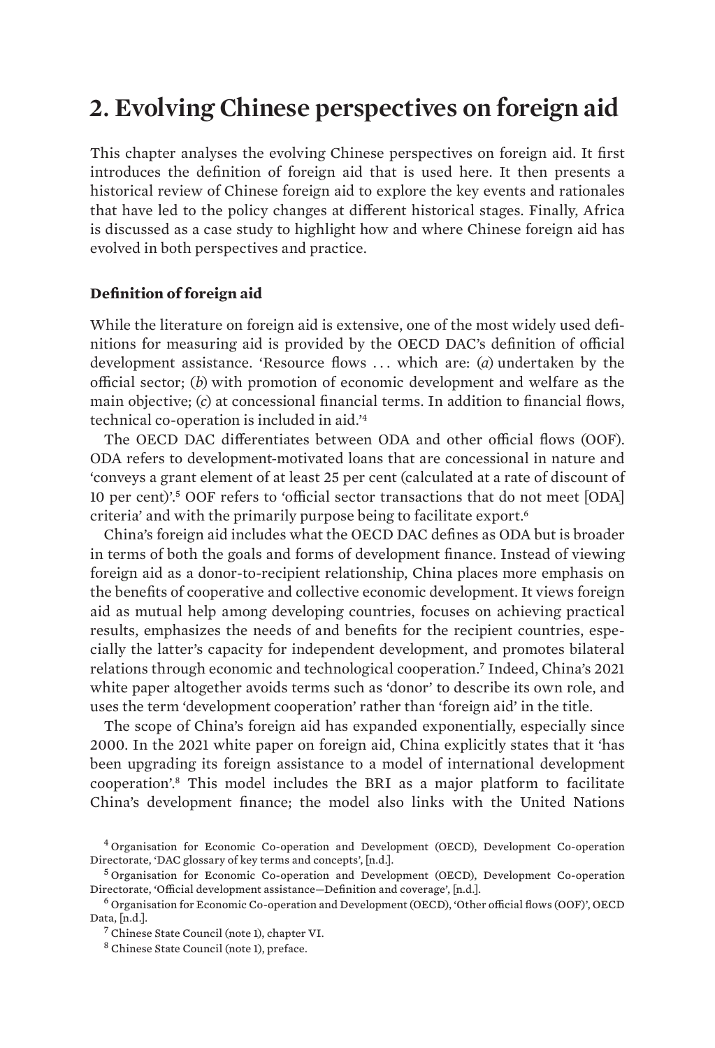## 2. Evolving Chinese perspectives on foreign aid

This chapter analyses the evolving Chinese perspectives on foreign aid. It first introduces the definition of foreign aid that is used here. It then presents a historical review of Chinese foreign aid to explore the key events and rationales that have led to the policy changes at different historical stages. Finally, Africa is discussed as a case study to highlight how and where Chinese foreign aid has evolved in both perspectives and practice.

### Definition of foreign aid

While the literature on foreign aid is extensive, one of the most widely used definitions for measuring aid is provided by the OECD DAC's definition of official development assistance. 'Resource flows . . . which are: (*a*) undertaken by the official sector; (*b*) with promotion of economic development and welfare as the main objective; (*c*) at concessional financial terms. In addition to financial flows, technical co-operation is included in aid.'[4]

The OECD DAC differentiates between ODA and other official flows (OOF). ODA refers to development-motivated loans that are concessional in nature and 'conveys a grant element of at least 25 per cent (calculated at a rate of discount of 10 per cent)'.[5] OOF refers to 'official sector transactions that do not meet [ODA] criteria' and with the primarily purpose being to facilitate export.[6]

China's foreign aid includes what the OECD DAC defines as ODA but is broader in terms of both the goals and forms of development finance. Instead of viewing foreign aid as a donor-to-recipient relationship, China places more emphasis on the benefits of cooperative and collective economic development. It views foreign aid as mutual help among developing countries, focuses on achieving practical results, emphasizes the needs of and benefits for the recipient countries, especially the latter's capacity for independent development, and promotes bilateral relations through economic and technological cooperation.[7] Indeed, China's 2021 white paper altogether avoids terms such as 'donor' to describe its own role, and uses the term 'development cooperation' rather than 'foreign aid' in the title.

The scope of China's foreign aid has expanded exponentially, especially since 2000. In the 2021 white paper on foreign aid, China explicitly states that it 'has been upgrading its foreign assistance to a model of international development cooperation'.[8] This model includes the BRI as a major platform to facilitate China's development finance; the model also links with the United Nations

[4] Organisation for Economic Co-operation and Development (OECD), Development Co-operation Directorate, 'DAC glossary of key terms and concepts', [n.d.].

[5] Organisation for Economic Co-operation and Development (OECD), Development Co-operation Directorate, 'Official development assistance—Definition and coverage', [n.d.].

[6] Organisation for Economic Co-operation and Development (OECD), 'Other official flows (OOF)', OECD Data, [n.d.].

[7] Chinese State Council (note 1), chapter VI.

[8] Chinese State Council (note 1), preface.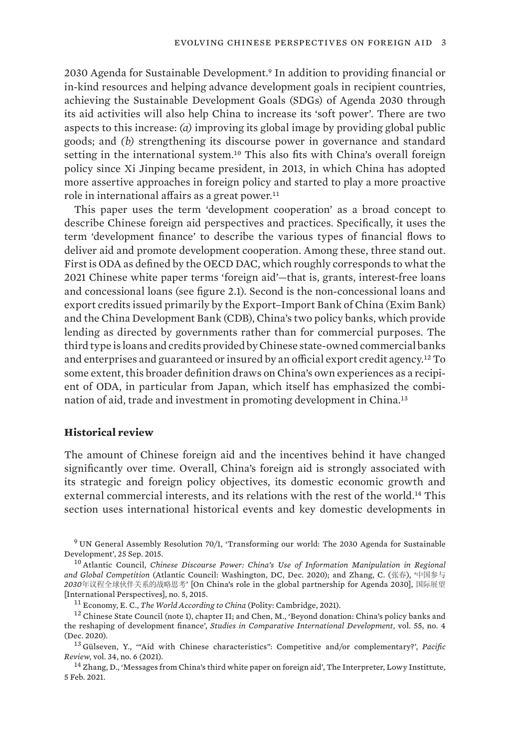2030 Agenda for Sustainable Development.[9] In addition to providing financial or in-kind resources and helping advance development goals in recipient countries, achieving the Sustainable Development Goals (SDGs) of Agenda 2030 through its aid activities will also help China to increase its 'soft power'. There are two aspects to this increase: *(a)* improving its global image by providing global public goods; and *(b)* strengthening its discourse power in governance and standard setting in the international system.[10] This also fits with China's overall foreign policy since Xi Jinping became president, in 2013, in which China has adopted more assertive approaches in foreign policy and started to play a more proactive role in international affairs as a great power.[11]

This paper uses the term 'development cooperation' as a broad concept to describe Chinese foreign aid perspectives and practices. Specifically, it uses the term 'development finance' to describe the various types of financial flows to deliver aid and promote development cooperation. Among these, three stand out. First is ODA as defined by the OECD DAC, which roughly corresponds to what the 2021 Chinese white paper terms 'foreign aid'—that is, grants, interest-free loans and concessional loans (see figure 2.1). Second is the non-concessional loans and export credits issued primarily by the Export–Import Bank of China (Exim Bank) and the China Development Bank (CDB), China's two policy banks, which provide lending as directed by governments rather than for commercial purposes. The third type is loans and credits provided by Chinese state-owned commercial banks and enterprises and guaranteed or insured by an official export credit agency.[12] To some extent, this broader definition draws on China's own experiences as a recipient of ODA, in particular from Japan, which itself has emphasized the combination of aid, trade and investment in promoting development in China.[13]

## Historical review

The amount of Chinese foreign aid and the incentives behind it have changed significantly over time. Overall, China's foreign aid is strongly associated with its strategic and foreign policy objectives, its domestic economic growth and external commercial interests, and its relations with the rest of the world.[14] This section uses international historical events and key domestic developments in

[9] UN General Assembly Resolution 70/1, 'Transforming our world: The 2030 Agenda for Sustainable Development', 25 Sep. 2015.

[10] Atlantic Council, *Chinese Discourse Power: China's Use of Information Manipulation in Regional and Global Competition* (Atlantic Council: Washington, DC, Dec. 2020); and Zhang, C. (张春), '中国参与*2030*年议程全球伙伴关系的战略思考' [On China's role in the global partnership for Agenda 2030], 国际展望 [International Perspectives], no. 5, 2015.

[11] Economy, E. C., *The World According to China* (Polity: Cambridge, 2021).

[12] Chinese State Council (note 1), chapter II; and Chen, M., 'Beyond donation: China's policy banks and the reshaping of development finance', *Studies in Comparative International Development*, vol. 55, no. 4 (Dec. 2020).

[13] Gülseven, Y., '"Aid with Chinese characteristics": Competitive and/or complementary?', *Pacific Review*, vol. 34, no. 6 (2021).

[14] Zhang, D., 'Messages from China's third white paper on foreign aid', The Interpreter, Lowy Instittute, 5 Feb. 2021.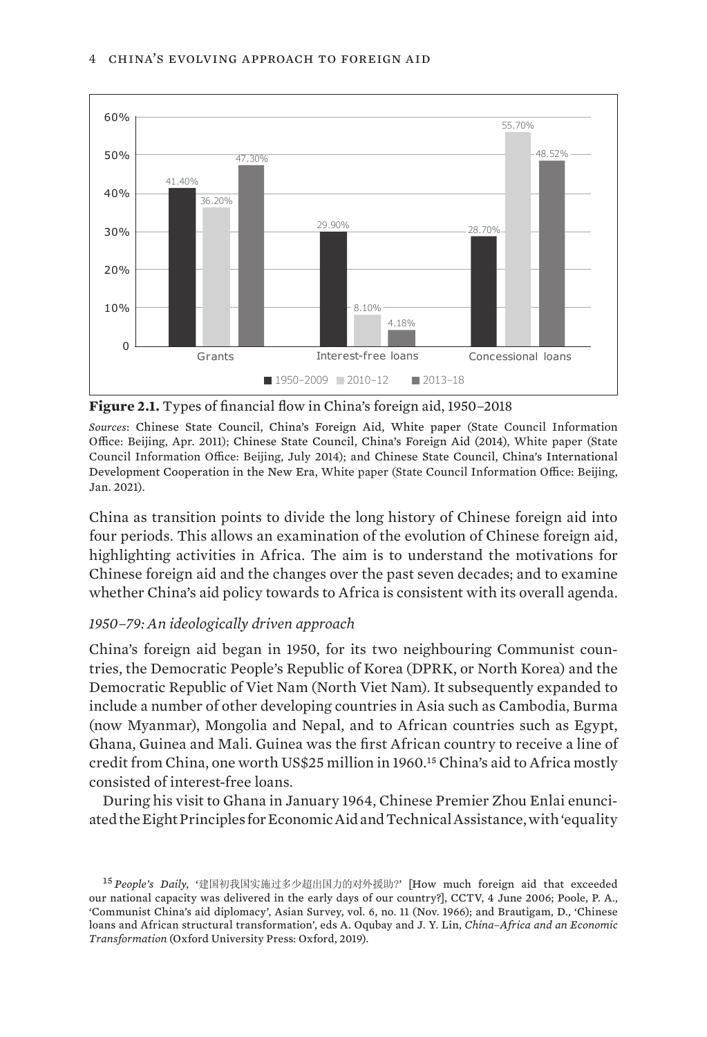| | 1950–2009 | 2010–12 | 2013–18 |
|---|---|---|---|
| Grants | 41.40% | 36.20% | 47.30% |
| Interest-free loans | 29.90% | 8.10% | 4.18% |
| Concessional loans | 28.70% | 55.70% | 48.52% |

**Figure 2.1.** Types of financial flow in China's foreign aid, 1950–2018

*Sources*: Chinese State Council, China's Foreign Aid, White paper (State Council Information Office: Beijing, Apr. 2011); Chinese State Council, China's Foreign Aid (2014), White paper (State Council Information Office: Beijing, July 2014); and Chinese State Council, China's International Development Cooperation in the New Era, White paper (State Council Information Office: Beijing, Jan. 2021).

China as transition points to divide the long history of Chinese foreign aid into four periods. This allows an examination of the evolution of Chinese foreign aid, highlighting activities in Africa. The aim is to understand the motivations for Chinese foreign aid and the changes over the past seven decades; and to examine whether China's aid policy towards to Africa is consistent with its overall agenda.

### *1950–79: An ideologically driven approach*

China's foreign aid began in 1950, for its two neighbouring Communist countries, the Democratic People's Republic of Korea (DPRK, or North Korea) and the Democratic Republic of Viet Nam (North Viet Nam). It subsequently expanded to include a number of other developing countries in Asia such as Cambodia, Burma (now Myanmar), Mongolia and Nepal, and to African countries such as Egypt, Ghana, Guinea and Mali. Guinea was the first African country to receive a line of credit from China, one worth US$25 million in 1960.[15] China's aid to Africa mostly consisted of interest-free loans.

During his visit to Ghana in January 1964, Chinese Premier Zhou Enlai enunciated the Eight Principles for Economic Aid and Technical Assistance, with 'equality

[15] *People's Daily*, '建国初我国实施过多少超出国力的对外援助?' [How much foreign aid that exceeded our national capacity was delivered in the early days of our country?], CCTV, 4 June 2006; Poole, P. A., 'Communist China's aid diplomacy', Asian Survey, vol. 6, no. 11 (Nov. 1966); and Brautigam, D., 'Chinese loans and African structural transformation', eds A. Oqubay and J. Y. Lin, *China–Africa and an Economic Transformation* (Oxford University Press: Oxford, 2019).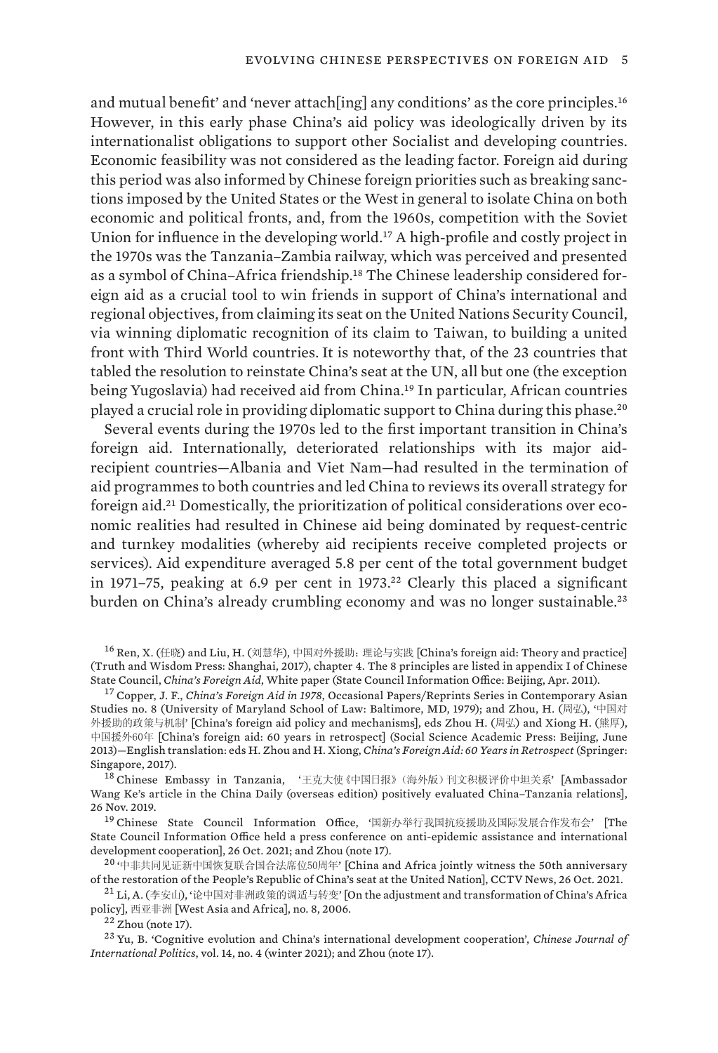and mutual benefit' and 'never attach[ing] any conditions' as the core principles.[16] However, in this early phase China's aid policy was ideologically driven by its internationalist obligations to support other Socialist and developing countries. Economic feasibility was not considered as the leading factor. Foreign aid during this period was also informed by Chinese foreign priorities such as breaking sanctions imposed by the United States or the West in general to isolate China on both economic and political fronts, and, from the 1960s, competition with the Soviet Union for influence in the developing world.[17] A high-profile and costly project in the 1970s was the Tanzania–Zambia railway, which was perceived and presented as a symbol of China–Africa friendship.[18] The Chinese leadership considered foreign aid as a crucial tool to win friends in support of China's international and regional objectives, from claiming its seat on the United Nations Security Council, via winning diplomatic recognition of its claim to Taiwan, to building a united front with Third World countries. It is noteworthy that, of the 23 countries that tabled the resolution to reinstate China's seat at the UN, all but one (the exception being Yugoslavia) had received aid from China.[19] In particular, African countries played a crucial role in providing diplomatic support to China during this phase.[20]

Several events during the 1970s led to the first important transition in China's foreign aid. Internationally, deteriorated relationships with its major aid-recipient countries—Albania and Viet Nam—had resulted in the termination of aid programmes to both countries and led China to reviews its overall strategy for foreign aid.[21] Domestically, the prioritization of political considerations over economic realities had resulted in Chinese aid being dominated by request-centric and turnkey modalities (whereby aid recipients receive completed projects or services). Aid expenditure averaged 5.8 per cent of the total government budget in 1971–75, peaking at 6.9 per cent in 1973.[22] Clearly this placed a significant burden on China's already crumbling economy and was no longer sustainable.[23]

[16] Ren, X. (任晓) and Liu, H. (刘慧华), 中国对外援助：理论与实践 [China's foreign aid: Theory and practice] (Truth and Wisdom Press: Shanghai, 2017), chapter 4. The 8 principles are listed in appendix I of Chinese State Council, *China's Foreign Aid*, White paper (State Council Information Office: Beijing, Apr. 2011).

[17] Copper, J. F., *China's Foreign Aid in 1978*, Occasional Papers/Reprints Series in Contemporary Asian Studies no. 8 (University of Maryland School of Law: Baltimore, MD, 1979); and Zhou, H. (周弘), '中国对外援助的政策与机制' [China's foreign aid policy and mechanisms], eds Zhou H. (周弘) and Xiong H. (熊厚), 中国援外60年 [China's foreign aid: 60 years in retrospect] (Social Science Academic Press: Beijing, June 2013)—English translation: eds H. Zhou and H. Xiong, *China's Foreign Aid: 60 Years in Retrospect* (Springer: Singapore, 2017).

[18] Chinese Embassy in Tanzania, '王克大使《中国日报》(海外版)刊文积极评价中坦关系' [Ambassador Wang Ke's article in the China Daily (overseas edition) positively evaluated China–Tanzania relations], 26 Nov. 2019.

[19] Chinese State Council Information Office, '国新办举行我国抗疫援助及国际发展合作发布会' [The State Council Information Office held a press conference on anti-epidemic assistance and international development cooperation], 26 Oct. 2021; and Zhou (note 17).

[20] '中非共同见证新中国恢复联合国合法席位50周年' [China and Africa jointly witness the 50th anniversary of the restoration of the People's Republic of China's seat at the United Nation], CCTV News, 26 Oct. 2021.

[21] Li, A. (李安山), '论中国对非洲政策的调适与转变' [On the adjustment and transformation of China's Africa policy], 西亚非洲 [West Asia and Africa], no. 8, 2006.

[22] Zhou (note 17).

[23] Yu, B. 'Cognitive evolution and China's international development cooperation', *Chinese Journal of International Politics*, vol. 14, no. 4 (winter 2021); and Zhou (note 17).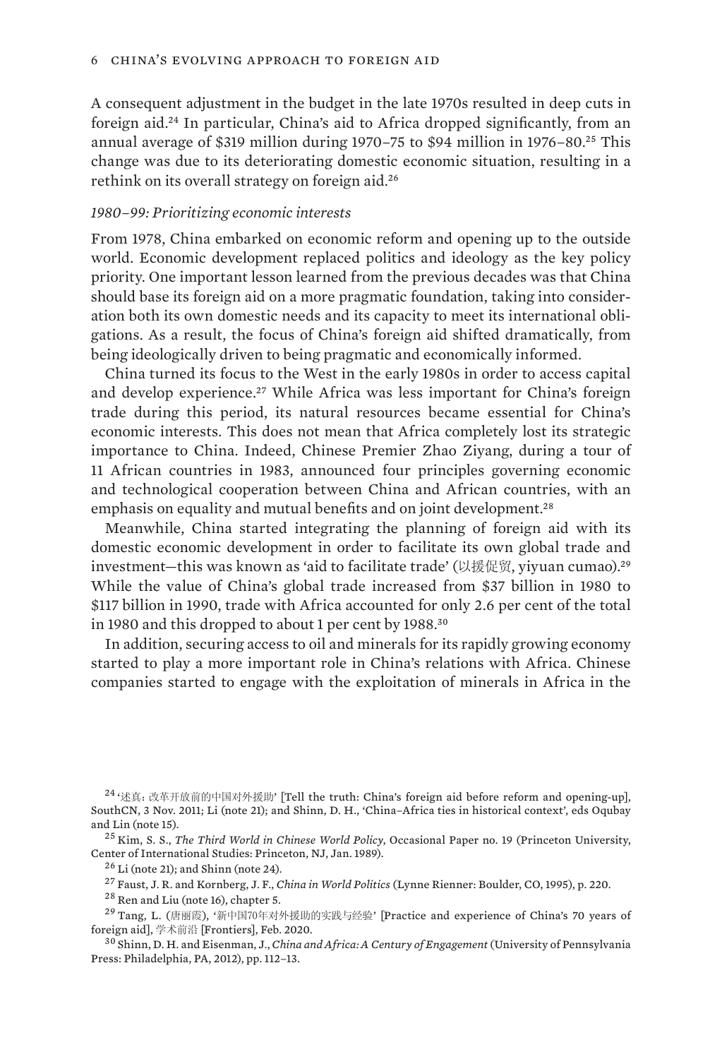A consequent adjustment in the budget in the late 1970s resulted in deep cuts in foreign aid.[24] In particular, China's aid to Africa dropped significantly, from an annual average of $319 million during 1970–75 to $94 million in 1976–80.[25] This change was due to its deteriorating domestic economic situation, resulting in a rethink on its overall strategy on foreign aid.[26]

### *1980–99: Prioritizing economic interests*

From 1978, China embarked on economic reform and opening up to the outside world. Economic development replaced politics and ideology as the key policy priority. One important lesson learned from the previous decades was that China should base its foreign aid on a more pragmatic foundation, taking into consideration both its own domestic needs and its capacity to meet its international obligations. As a result, the focus of China's foreign aid shifted dramatically, from being ideologically driven to being pragmatic and economically informed.

China turned its focus to the West in the early 1980s in order to access capital and develop experience.[27] While Africa was less important for China's foreign trade during this period, its natural resources became essential for China's economic interests. This does not mean that Africa completely lost its strategic importance to China. Indeed, Chinese Premier Zhao Ziyang, during a tour of 11 African countries in 1983, announced four principles governing economic and technological cooperation between China and African countries, with an emphasis on equality and mutual benefits and on joint development.[28]

Meanwhile, China started integrating the planning of foreign aid with its domestic economic development in order to facilitate its own global trade and investment—this was known as 'aid to facilitate trade' (以援促贸, yiyuan cumao).[29] While the value of China's global trade increased from $37 billion in 1980 to $117 billion in 1990, trade with Africa accounted for only 2.6 per cent of the total in 1980 and this dropped to about 1 per cent by 1988.[30]

In addition, securing access to oil and minerals for its rapidly growing economy started to play a more important role in China's relations with Africa. Chinese companies started to engage with the exploitation of minerals in Africa in the

---

[24] '述真：改革开放前的中国对外援助' [Tell the truth: China's foreign aid before reform and opening-up], SouthCN, 3 Nov. 2011; Li (note 21); and Shinn, D. H., 'China–Africa ties in historical context', eds Oqubay and Lin (note 15).

[25] Kim, S. S., *The Third World in Chinese World Policy*, Occasional Paper no. 19 (Princeton University, Center of International Studies: Princeton, NJ, Jan. 1989).

[26] Li (note 21); and Shinn (note 24).

[27] Faust, J. R. and Kornberg, J. F., *China in World Politics* (Lynne Rienner: Boulder, CO, 1995), p. 220.

[28] Ren and Liu (note 16), chapter 5.

[29] Tang, L. (唐丽霞), '新中国70年对外援助的实践与经验' [Practice and experience of China's 70 years of foreign aid], 学术前沿 [Frontiers], Feb. 2020.

[30] Shinn, D. H. and Eisenman, J., *China and Africa: A Century of Engagement* (University of Pennsylvania Press: Philadelphia, PA, 2012), pp. 112–13.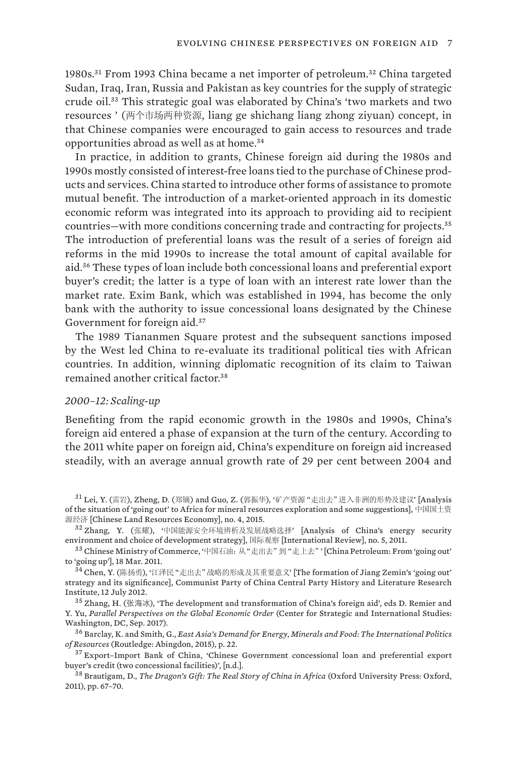1980s.[31] From 1993 China became a net importer of petroleum.[32] China targeted Sudan, Iraq, Iran, Russia and Pakistan as key countries for the supply of strategic crude oil.[33] This strategic goal was elaborated by China's 'two markets and two resources ' (两个市场两种资源, liang ge shichang liang zhong ziyuan) concept, in that Chinese companies were encouraged to gain access to resources and trade opportunities abroad as well as at home.[34]

In practice, in addition to grants, Chinese foreign aid during the 1980s and 1990s mostly consisted of interest-free loans tied to the purchase of Chinese products and services. China started to introduce other forms of assistance to promote mutual benefit. The introduction of a market-oriented approach in its domestic economic reform was integrated into its approach to providing aid to recipient countries—with more conditions concerning trade and contracting for projects.[35] The introduction of preferential loans was the result of a series of foreign aid reforms in the mid 1990s to increase the total amount of capital available for aid.[36] These types of loan include both concessional loans and preferential export buyer's credit; the latter is a type of loan with an interest rate lower than the market rate. Exim Bank, which was established in 1994, has become the only bank with the authority to issue concessional loans designated by the Chinese Government for foreign aid.[37]

The 1989 Tiananmen Square protest and the subsequent sanctions imposed by the West led China to re-evaluate its traditional political ties with African countries. In addition, winning diplomatic recognition of its claim to Taiwan remained another critical factor.[38]

*2000–12: Scaling-up*

Benefiting from the rapid economic growth in the 1980s and 1990s, China's foreign aid entered a phase of expansion at the turn of the century. According to the 2011 white paper on foreign aid, China's expenditure on foreign aid increased steadily, with an average annual growth rate of 29 per cent between 2004 and

[31] Lei, Y. (雷岩), Zheng, D. (郑镝) and Guo, Z. (郭振华), '矿产资源"走出去"进入非洲的形势及建议' [Analysis of the situation of 'going out' to Africa for mineral resources exploration and some suggestions], 中国国土资源经济 [Chinese Land Resources Economy], no. 4, 2015.

[32] Zhang, Y. (张耀), '中国能源安全环境辨析及发展战略选择' [Analysis of China's energy security environment and choice of development strategy], 国际观察 [International Review], no. 5, 2011.

[33] Chinese Ministry of Commerce, '中国石油：从"走出去"到"走上去"' [China Petroleum: From 'going out' to 'going up'], 18 Mar. 2011.

[34] Chen, Y. (陈扬勇), '江泽民"走出去"战略的形成及其重要意义' [The formation of Jiang Zemin's 'going out' strategy and its significance], Communist Party of China Central Party History and Literature Research Institute, 12 July 2012.

[35] Zhang, H. (张海冰), 'The development and transformation of China's foreign aid', eds D. Remier and Y. Yu, *Parallel Perspectives on the Global Economic Order* (Center for Strategic and International Studies: Washington, DC, Sep. 2017).

[36] Barclay, K. and Smith, G., *East Asia's Demand for Energy, Minerals and Food: The International Politics of Resources* (Routledge: Abingdon, 2015), p. 22.

[37] Export–Import Bank of China, 'Chinese Government concessional loan and preferential export buyer's credit (two concessional facilities)', [n.d.].

[38] Brautigam, D., *The Dragon's Gift: The Real Story of China in Africa* (Oxford University Press: Oxford, 2011), pp. 67–70.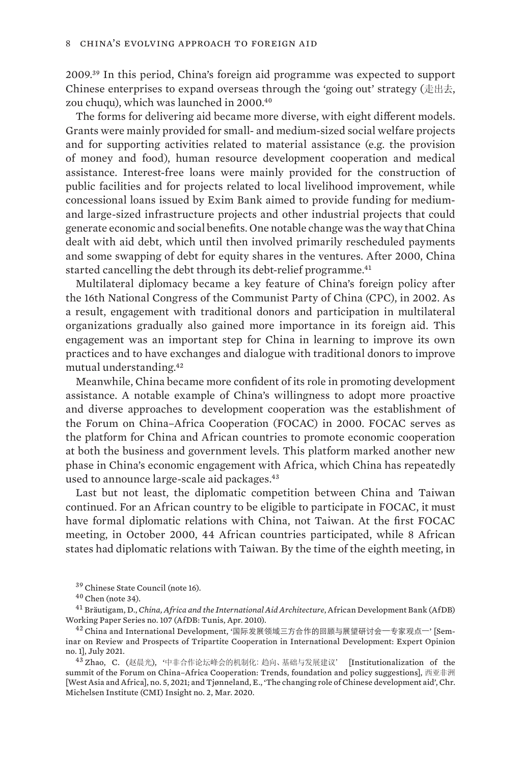2009.[39] In this period, China's foreign aid programme was expected to support Chinese enterprises to expand overseas through the 'going out' strategy (走出去, zou chuqu), which was launched in 2000.[40]

The forms for delivering aid became more diverse, with eight different models. Grants were mainly provided for small- and medium-sized social welfare projects and for supporting activities related to material assistance (e.g. the provision of money and food), human resource development cooperation and medical assistance. Interest-free loans were mainly provided for the construction of public facilities and for projects related to local livelihood improvement, while concessional loans issued by Exim Bank aimed to provide funding for medium- and large-sized infrastructure projects and other industrial projects that could generate economic and social benefits. One notable change was the way that China dealt with aid debt, which until then involved primarily rescheduled payments and some swapping of debt for equity shares in the ventures. After 2000, China started cancelling the debt through its debt-relief programme.[41]

Multilateral diplomacy became a key feature of China's foreign policy after the 16th National Congress of the Communist Party of China (CPC), in 2002. As a result, engagement with traditional donors and participation in multilateral organizations gradually also gained more importance in its foreign aid. This engagement was an important step for China in learning to improve its own practices and to have exchanges and dialogue with traditional donors to improve mutual understanding.[42]

Meanwhile, China became more confident of its role in promoting development assistance. A notable example of China's willingness to adopt more proactive and diverse approaches to development cooperation was the establishment of the Forum on China–Africa Cooperation (FOCAC) in 2000. FOCAC serves as the platform for China and African countries to promote economic cooperation at both the business and government levels. This platform marked another new phase in China's economic engagement with Africa, which China has repeatedly used to announce large-scale aid packages.[43]

Last but not least, the diplomatic competition between China and Taiwan continued. For an African country to be eligible to participate in FOCAC, it must have formal diplomatic relations with China, not Taiwan. At the first FOCAC meeting, in October 2000, 44 African countries participated, while 8 African states had diplomatic relations with Taiwan. By the time of the eighth meeting, in

---

[39] Chinese State Council (note 16).

[40] Chen (note 34).

[41] Bräutigam, D., *China, Africa and the International Aid Architecture*, African Development Bank (AfDB) Working Paper Series no. 107 (AfDB: Tunis, Apr. 2010).

[42] China and International Development, '国际发展领域三方合作的回顾与展望研讨会—专家观点一' [Seminar on Review and Prospects of Tripartite Cooperation in International Development: Expert Opinion no. 1], July 2021.

[43] Zhao, C. (赵晨光), '中非合作论坛峰会的机制化: 趋向、基础与发展建议' [Institutionalization of the summit of the Forum on China–Africa Cooperation: Trends, foundation and policy suggestions], 西亚非洲 [West Asia and Africa], no. 5, 2021; and Tjønneland, E., 'The changing role of Chinese development aid', Chr. Michelsen Institute (CMI) Insight no. 2, Mar. 2020.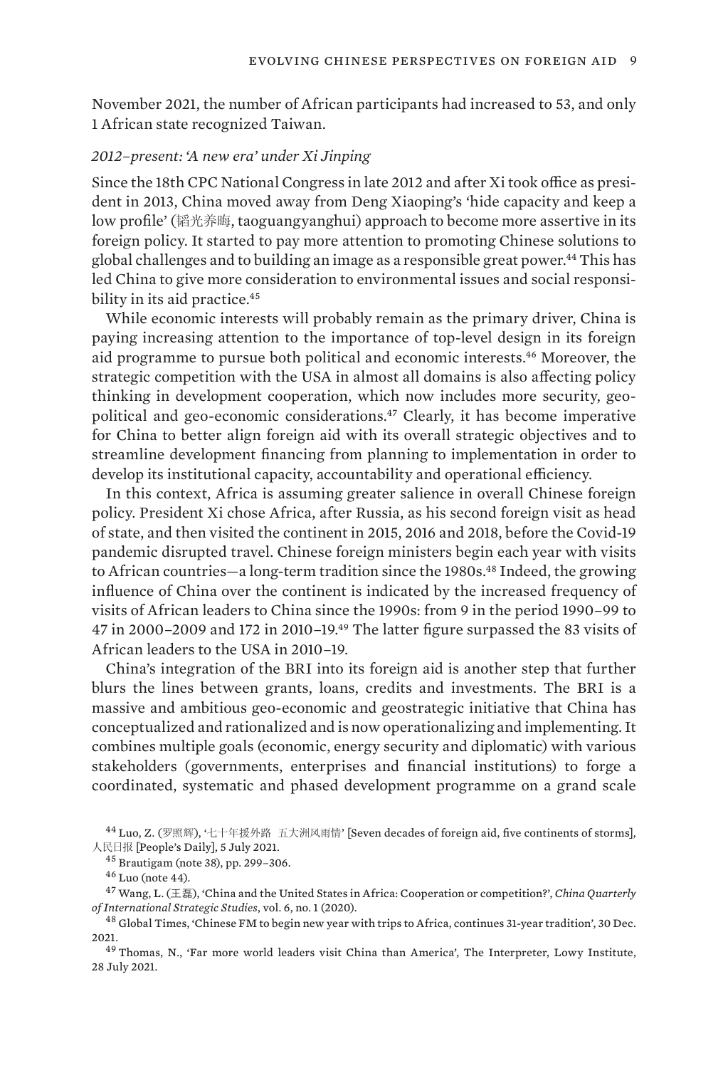November 2021, the number of African participants had increased to 53, and only 1 African state recognized Taiwan.

*2012–present: 'A new era' under Xi Jinping*

Since the 18th CPC National Congress in late 2012 and after Xi took office as president in 2013, China moved away from Deng Xiaoping's 'hide capacity and keep a low profile' (韬光养晦, taoguangyanghui) approach to become more assertive in its foreign policy. It started to pay more attention to promoting Chinese solutions to global challenges and to building an image as a responsible great power.[44] This has led China to give more consideration to environmental issues and social responsibility in its aid practice.[45]

While economic interests will probably remain as the primary driver, China is paying increasing attention to the importance of top-level design in its foreign aid programme to pursue both political and economic interests.[46] Moreover, the strategic competition with the USA in almost all domains is also affecting policy thinking in development cooperation, which now includes more security, geopolitical and geo-economic considerations.[47] Clearly, it has become imperative for China to better align foreign aid with its overall strategic objectives and to streamline development financing from planning to implementation in order to develop its institutional capacity, accountability and operational efficiency.

In this context, Africa is assuming greater salience in overall Chinese foreign policy. President Xi chose Africa, after Russia, as his second foreign visit as head of state, and then visited the continent in 2015, 2016 and 2018, before the Covid-19 pandemic disrupted travel. Chinese foreign ministers begin each year with visits to African countries—a long-term tradition since the 1980s.[48] Indeed, the growing influence of China over the continent is indicated by the increased frequency of visits of African leaders to China since the 1990s: from 9 in the period 1990–99 to 47 in 2000–2009 and 172 in 2010–19.[49] The latter figure surpassed the 83 visits of African leaders to the USA in 2010–19.

China's integration of the BRI into its foreign aid is another step that further blurs the lines between grants, loans, credits and investments. The BRI is a massive and ambitious geo-economic and geostrategic initiative that China has conceptualized and rationalized and is now operationalizing and implementing. It combines multiple goals (economic, energy security and diplomatic) with various stakeholders (governments, enterprises and financial institutions) to forge a coordinated, systematic and phased development programme on a grand scale

[44] Luo, Z. (罗照辉), '七十年援外路 五大洲风雨情' [Seven decades of foreign aid, five continents of storms], 人民日报 [People's Daily], 5 July 2021.

[45] Brautigam (note 38), pp. 299–306.

[46] Luo (note 44).

[47] Wang, L. (王磊), 'China and the United States in Africa: Cooperation or competition?', *China Quarterly of International Strategic Studies*, vol. 6, no. 1 (2020).

[48] Global Times, 'Chinese FM to begin new year with trips to Africa, continues 31-year tradition', 30 Dec. 2021.

[49] Thomas, N., 'Far more world leaders visit China than America', The Interpreter, Lowy Institute, 28 July 2021.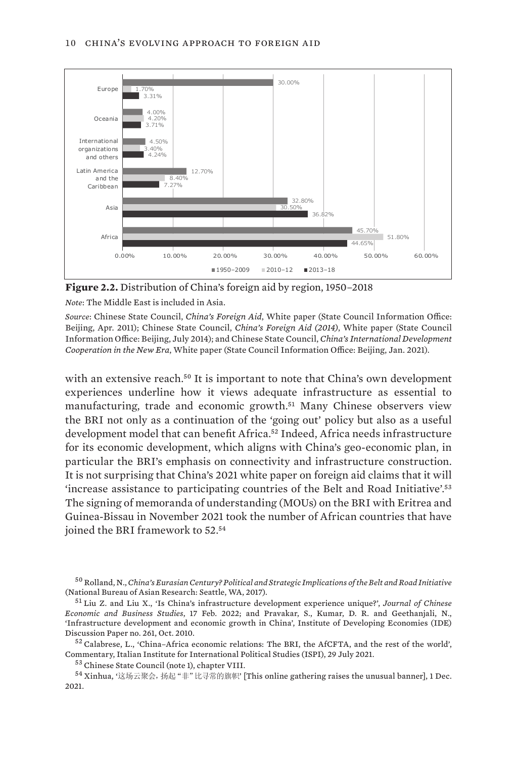| Region | 1950–2009 | 2010–12 | 2013–18 |
| --- | --- | --- | --- |
| Europe | 30.00% | 1.70% | 3.31% |
| Oceania | 4.00% | 4.20% | 3.71% |
| International organizations and others | 4.50% | 3.40% | 4.24% |
| Latin America and the Caribbean | 12.70% | 8.40% | 7.27% |
| Asia | 32.80% | 30.50% | 36.82% |
| Africa | 45.70% | 51.80% | 44.65% |

**Figure 2.2.** Distribution of China's foreign aid by region, 1950–2018

*Note*: The Middle East is included in Asia.

*Source*: Chinese State Council, *China's Foreign Aid,* White paper (State Council Information Office: Beijing, Apr. 2011); Chinese State Council, *China's Foreign Aid (2014)*, White paper (State Council Information Office: Beijing, July 2014); and Chinese State Council, *China's International Development Cooperation in the New Era*, White paper (State Council Information Office: Beijing, Jan. 2021).

with an extensive reach.[50] It is important to note that China's own development experiences underline how it views adequate infrastructure as essential to manufacturing, trade and economic growth.[51] Many Chinese observers view the BRI not only as a continuation of the 'going out' policy but also as a useful development model that can benefit Africa.[52] Indeed, Africa needs infrastructure for its economic development, which aligns with China's geo-economic plan, in particular the BRI's emphasis on connectivity and infrastructure construction. It is not surprising that China's 2021 white paper on foreign aid claims that it will 'increase assistance to participating countries of the Belt and Road Initiative'.[53] The signing of memoranda of understanding (MOUs) on the BRI with Eritrea and Guinea-Bissau in November 2021 took the number of African countries that have joined the BRI framework to 52.[54]

[50] Rolland, N., *China's Eurasian Century? Political and Strategic Implications of the Belt and Road Initiative* (National Bureau of Asian Research: Seattle, WA, 2017).

[51] Liu Z. and Liu X., 'Is China's infrastructure development experience unique?', *Journal of Chinese Economic and Business Studies*, 17 Feb. 2022; and Pravakar, S., Kumar, D. R. and Geethanjali, N., 'Infrastructure development and economic growth in China', Institute of Developing Economies (IDE) Discussion Paper no. 261, Oct. 2010.

[52] Calabrese, L., 'China–Africa economic relations: The BRI, the AfCFTA, and the rest of the world', Commentary, Italian Institute for International Political Studies (ISPI), 29 July 2021.

[53] Chinese State Council (note 1), chapter VIII.

[54] Xinhua, '这场云聚会，扬起 "非" 比寻常的旗帜' [This online gathering raises the unusual banner], 1 Dec. 2021.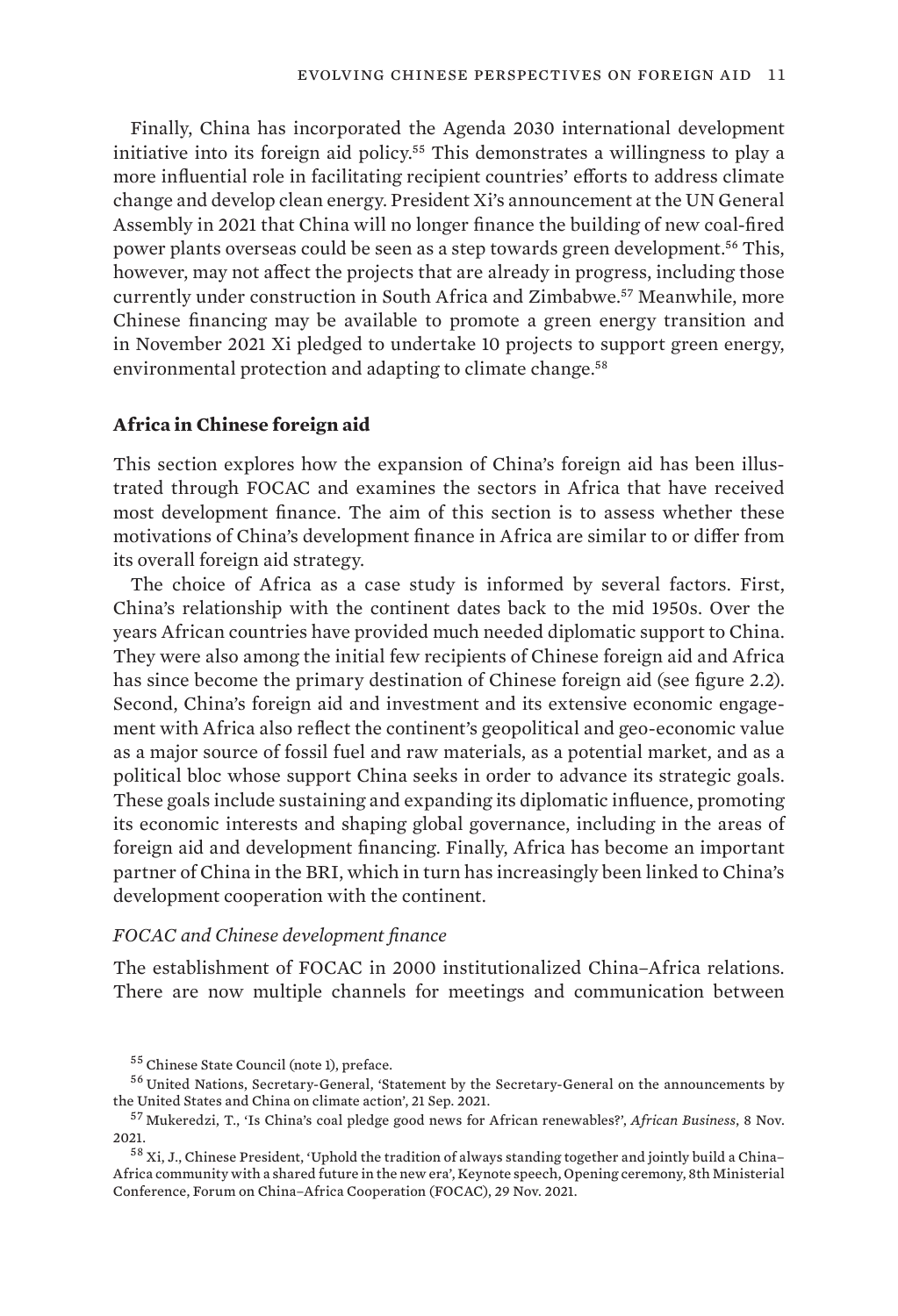Finally, China has incorporated the Agenda 2030 international development initiative into its foreign aid policy.[55] This demonstrates a willingness to play a more influential role in facilitating recipient countries' efforts to address climate change and develop clean energy. President Xi's announcement at the UN General Assembly in 2021 that China will no longer finance the building of new coal-fired power plants overseas could be seen as a step towards green development.[56] This, however, may not affect the projects that are already in progress, including those currently under construction in South Africa and Zimbabwe.[57] Meanwhile, more Chinese financing may be available to promote a green energy transition and in November 2021 Xi pledged to undertake 10 projects to support green energy, environmental protection and adapting to climate change.[58]

## Africa in Chinese foreign aid

This section explores how the expansion of China's foreign aid has been illustrated through FOCAC and examines the sectors in Africa that have received most development finance. The aim of this section is to assess whether these motivations of China's development finance in Africa are similar to or differ from its overall foreign aid strategy.

The choice of Africa as a case study is informed by several factors. First, China's relationship with the continent dates back to the mid 1950s. Over the years African countries have provided much needed diplomatic support to China. They were also among the initial few recipients of Chinese foreign aid and Africa has since become the primary destination of Chinese foreign aid (see figure 2.2). Second, China's foreign aid and investment and its extensive economic engagement with Africa also reflect the continent's geopolitical and geo-economic value as a major source of fossil fuel and raw materials, as a potential market, and as a political bloc whose support China seeks in order to advance its strategic goals. These goals include sustaining and expanding its diplomatic influence, promoting its economic interests and shaping global governance, including in the areas of foreign aid and development financing. Finally, Africa has become an important partner of China in the BRI, which in turn has increasingly been linked to China's development cooperation with the continent.

### *FOCAC and Chinese development finance*

The establishment of FOCAC in 2000 institutionalized China–Africa relations. There are now multiple channels for meetings and communication between

[55] Chinese State Council (note 1), preface.

[56] United Nations, Secretary-General, 'Statement by the Secretary-General on the announcements by the United States and China on climate action', 21 Sep. 2021.

[57] Mukeredzi, T., 'Is China's coal pledge good news for African renewables?', *African Business*, 8 Nov. 2021.

[58] Xi, J., Chinese President, 'Uphold the tradition of always standing together and jointly build a China–Africa community with a shared future in the new era', Keynote speech, Opening ceremony, 8th Ministerial Conference, Forum on China–Africa Cooperation (FOCAC), 29 Nov. 2021.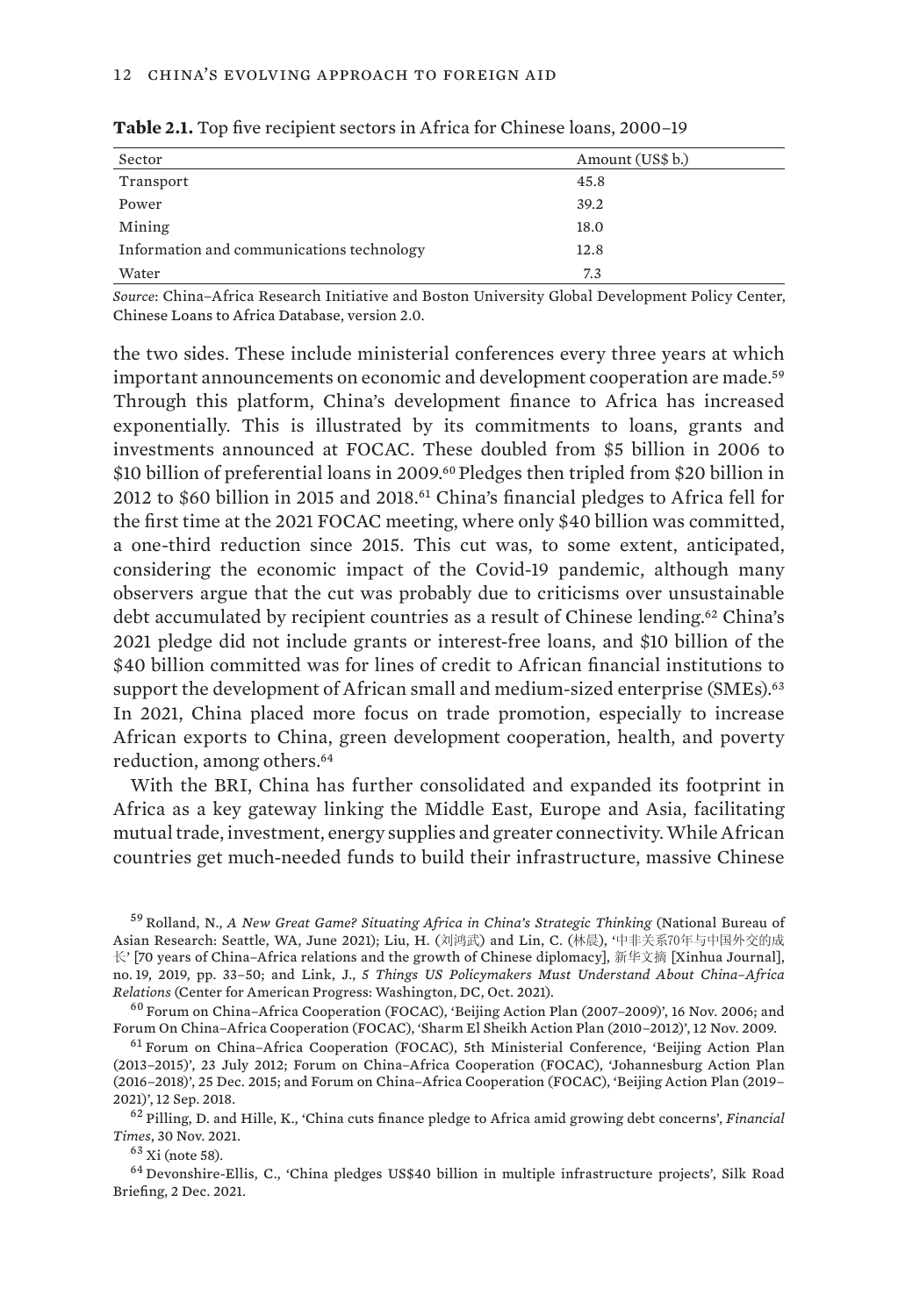**Table 2.1.** Top five recipient sectors in Africa for Chinese loans, 2000–19

| Sector | Amount (US$ b.) |
| --- | --- |
| Transport | 45.8 |
| Power | 39.2 |
| Mining | 18.0 |
| Information and communications technology | 12.8 |
| Water | 7.3 |

*Source*: China–Africa Research Initiative and Boston University Global Development Policy Center, Chinese Loans to Africa Database, version 2.0.

the two sides. These include ministerial conferences every three years at which important announcements on economic and development cooperation are made.[59] Through this platform, China's development finance to Africa has increased exponentially. This is illustrated by its commitments to loans, grants and investments announced at FOCAC. These doubled from $5 billion in 2006 to $10 billion of preferential loans in 2009.[60] Pledges then tripled from $20 billion in 2012 to $60 billion in 2015 and 2018.[61] China's financial pledges to Africa fell for the first time at the 2021 FOCAC meeting, where only $40 billion was committed, a one-third reduction since 2015. This cut was, to some extent, anticipated, considering the economic impact of the Covid-19 pandemic, although many observers argue that the cut was probably due to criticisms over unsustainable debt accumulated by recipient countries as a result of Chinese lending.[62] China's 2021 pledge did not include grants or interest-free loans, and $10 billion of the $40 billion committed was for lines of credit to African financial institutions to support the development of African small and medium-sized enterprise (SMEs).[63] In 2021, China placed more focus on trade promotion, especially to increase African exports to China, green development cooperation, health, and poverty reduction, among others.[64]

With the BRI, China has further consolidated and expanded its footprint in Africa as a key gateway linking the Middle East, Europe and Asia, facilitating mutual trade, investment, energy supplies and greater connectivity. While African countries get much-needed funds to build their infrastructure, massive Chinese

[59] Rolland, N., *A New Great Game? Situating Africa in China's Strategic Thinking* (National Bureau of Asian Research: Seattle, WA, June 2021); Liu, H. (刘鸿武) and Lin, C. (林晨), '中非关系70年与中国外交的成长' [70 years of China–Africa relations and the growth of Chinese diplomacy], 新华文摘 [Xinhua Journal], no. 19, 2019, pp. 33–50; and Link, J., *5 Things US Policymakers Must Understand About China–Africa Relations* (Center for American Progress: Washington, DC, Oct. 2021).

[60] Forum on China–Africa Cooperation (FOCAC), 'Beijing Action Plan (2007–2009)', 16 Nov. 2006; and Forum On China–Africa Cooperation (FOCAC), 'Sharm El Sheikh Action Plan (2010–2012)', 12 Nov. 2009.

[61] Forum on China–Africa Cooperation (FOCAC), 5th Ministerial Conference, 'Beijing Action Plan (2013–2015)', 23 July 2012; Forum on China–Africa Cooperation (FOCAC), 'Johannesburg Action Plan (2016–2018)', 25 Dec. 2015; and Forum on China–Africa Cooperation (FOCAC), 'Beijing Action Plan (2019–2021)', 12 Sep. 2018.

[62] Pilling, D. and Hille, K., 'China cuts finance pledge to Africa amid growing debt concerns', *Financial Times*, 30 Nov. 2021.

[63] Xi (note 58).

[64] Devonshire-Ellis, C., 'China pledges US$40 billion in multiple infrastructure projects', Silk Road Briefing, 2 Dec. 2021.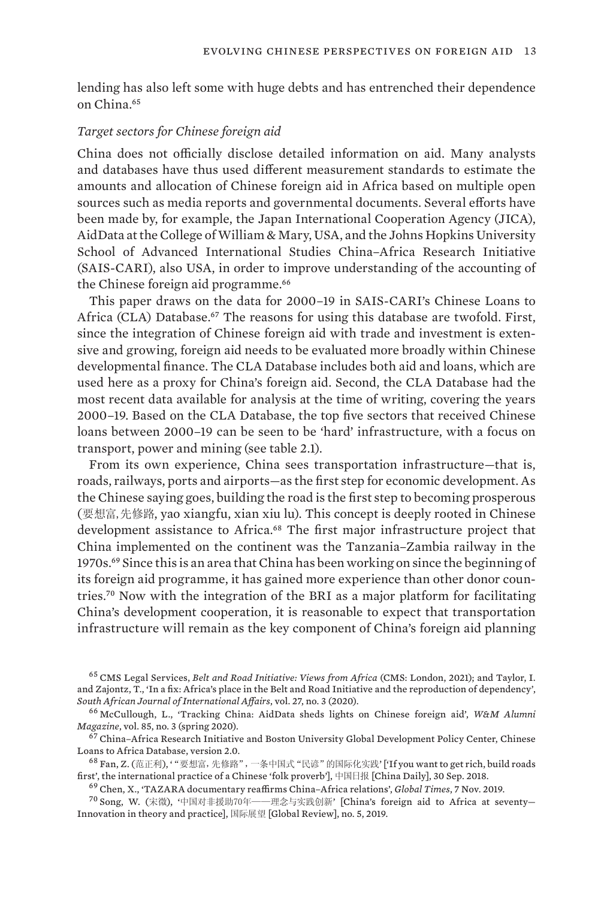lending has also left some with huge debts and has entrenched their dependence on China.[65]

*Target sectors for Chinese foreign aid*

China does not officially disclose detailed information on aid. Many analysts and databases have thus used different measurement standards to estimate the amounts and allocation of Chinese foreign aid in Africa based on multiple open sources such as media reports and governmental documents. Several efforts have been made by, for example, the Japan International Cooperation Agency (JICA), AidData at the College of William & Mary, USA, and the Johns Hopkins University School of Advanced International Studies China–Africa Research Initiative (SAIS-CARI), also USA, in order to improve understanding of the accounting of the Chinese foreign aid programme.[66]

This paper draws on the data for 2000–19 in SAIS-CARI's Chinese Loans to Africa (CLA) Database.[67] The reasons for using this database are twofold. First, since the integration of Chinese foreign aid with trade and investment is extensive and growing, foreign aid needs to be evaluated more broadly within Chinese developmental finance. The CLA Database includes both aid and loans, which are used here as a proxy for China's foreign aid. Second, the CLA Database had the most recent data available for analysis at the time of writing, covering the years 2000–19. Based on the CLA Database, the top five sectors that received Chinese loans between 2000–19 can be seen to be 'hard' infrastructure, with a focus on transport, power and mining (see table 2.1).

From its own experience, China sees transportation infrastructure—that is, roads, railways, ports and airports—as the first step for economic development. As the Chinese saying goes, building the road is the first step to becoming prosperous (要想富,先修路, yao xiangfu, xian xiu lu). This concept is deeply rooted in Chinese development assistance to Africa.[68] The first major infrastructure project that China implemented on the continent was the Tanzania–Zambia railway in the 1970s.[69] Since this is an area that China has been working on since the beginning of its foreign aid programme, it has gained more experience than other donor countries.[70] Now with the integration of the BRI as a major platform for facilitating China's development cooperation, it is reasonable to expect that transportation infrastructure will remain as the key component of China's foreign aid planning

[65] CMS Legal Services, *Belt and Road Initiative: Views from Africa* (CMS: London, 2021); and Taylor, I. and Zajontz, T., 'In a fix: Africa's place in the Belt and Road Initiative and the reproduction of dependency', *South African Journal of International Affairs*, vol. 27, no. 3 (2020).

[66] McCullough, L., 'Tracking China: AidData sheds lights on Chinese foreign aid', *W&M Alumni Magazine*, vol. 85, no. 3 (spring 2020).

[67] China–Africa Research Initiative and Boston University Global Development Policy Center, Chinese Loans to Africa Database, version 2.0.

[68] Fan, Z. (范正利), '"要想富,先修路",一条中国式"民谚"的国际化实践' ['If you want to get rich, build roads first', the international practice of a Chinese 'folk proverb'], 中国日报 [China Daily], 30 Sep. 2018.

[69] Chen, X., 'TAZARA documentary reaffirms China–Africa relations', *Global Times*, 7 Nov. 2019.

[70] Song, W. (宋微), '中国对非援助70年——理念与实践创新' [China's foreign aid to Africa at seventy—Innovation in theory and practice], 国际展望 [Global Review], no. 5, 2019.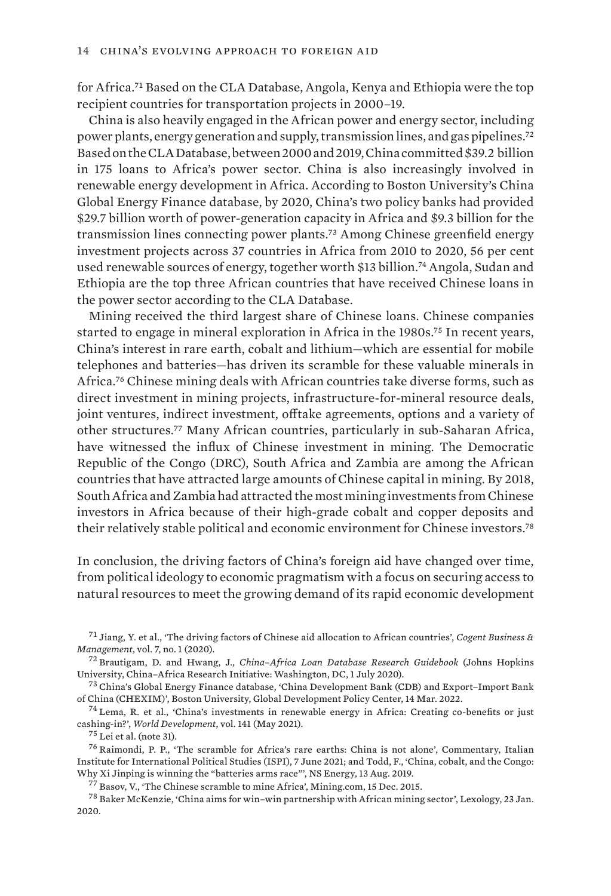for Africa.[71] Based on the CLA Database, Angola, Kenya and Ethiopia were the top recipient countries for transportation projects in 2000–19.

China is also heavily engaged in the African power and energy sector, including power plants, energy generation and supply, transmission lines, and gas pipelines.[72] Based on the CLA Database, between 2000 and 2019, China committed $39.2 billion in 175 loans to Africa's power sector. China is also increasingly involved in renewable energy development in Africa. According to Boston University's China Global Energy Finance database, by 2020, China's two policy banks had provided $29.7 billion worth of power-generation capacity in Africa and $9.3 billion for the transmission lines connecting power plants.[73] Among Chinese greenfield energy investment projects across 37 countries in Africa from 2010 to 2020, 56 per cent used renewable sources of energy, together worth $13 billion.[74] Angola, Sudan and Ethiopia are the top three African countries that have received Chinese loans in the power sector according to the CLA Database.

Mining received the third largest share of Chinese loans. Chinese companies started to engage in mineral exploration in Africa in the 1980s.[75] In recent years, China's interest in rare earth, cobalt and lithium—which are essential for mobile telephones and batteries—has driven its scramble for these valuable minerals in Africa.[76] Chinese mining deals with African countries take diverse forms, such as direct investment in mining projects, infrastructure-for-mineral resource deals, joint ventures, indirect investment, offtake agreements, options and a variety of other structures.[77] Many African countries, particularly in sub-Saharan Africa, have witnessed the influx of Chinese investment in mining. The Democratic Republic of the Congo (DRC), South Africa and Zambia are among the African countries that have attracted large amounts of Chinese capital in mining. By 2018, South Africa and Zambia had attracted the most mining investments from Chinese investors in Africa because of their high-grade cobalt and copper deposits and their relatively stable political and economic environment for Chinese investors.[78]

In conclusion, the driving factors of China's foreign aid have changed over time, from political ideology to economic pragmatism with a focus on securing access to natural resources to meet the growing demand of its rapid economic development

---

[71] Jiang, Y. et al., 'The driving factors of Chinese aid allocation to African countries', *Cogent Business & Management*, vol. 7, no. 1 (2020).

[72] Brautigam, D. and Hwang, J., *China–Africa Loan Database Research Guidebook* (Johns Hopkins University, China–Africa Research Initiative: Washington, DC, 1 July 2020).

[73] China's Global Energy Finance database, 'China Development Bank (CDB) and Export–Import Bank of China (CHEXIM)', Boston University, Global Development Policy Center, 14 Mar. 2022.

[74] Lema, R. et al., 'China's investments in renewable energy in Africa: Creating co-benefits or just cashing-in?', *World Development*, vol. 141 (May 2021).

[75] Lei et al. (note 31).

[76] Raimondi, P. P., 'The scramble for Africa's rare earths: China is not alone', Commentary, Italian Institute for International Political Studies (ISPI), 7 June 2021; and Todd, F., 'China, cobalt, and the Congo: Why Xi Jinping is winning the "batteries arms race"', NS Energy, 13 Aug. 2019.

[77] Basov, V., 'The Chinese scramble to mine Africa', Mining.com, 15 Dec. 2015.

[78] Baker McKenzie, 'China aims for win–win partnership with African mining sector', Lexology, 23 Jan. 2020.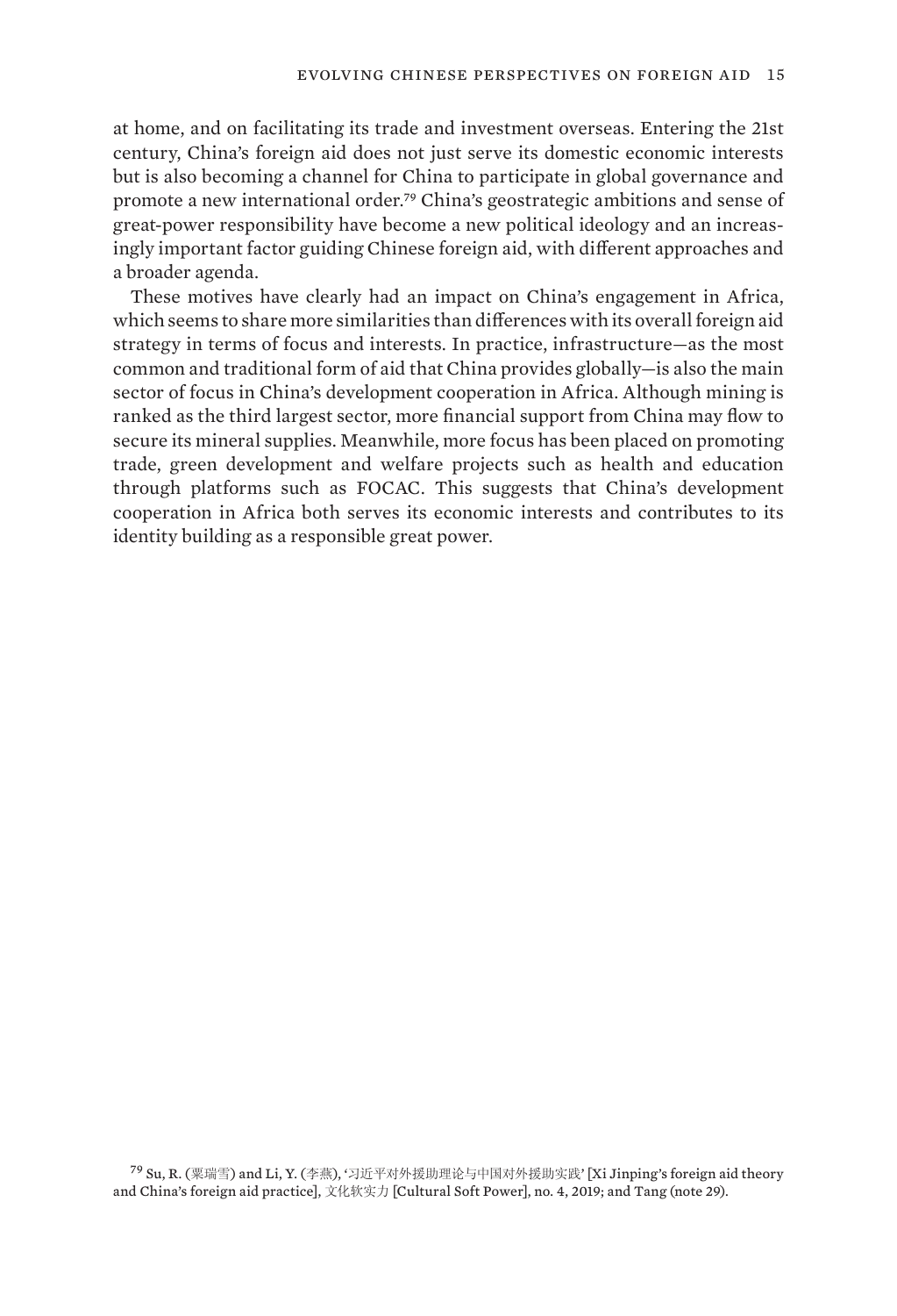at home, and on facilitating its trade and investment overseas. Entering the 21st century, China's foreign aid does not just serve its domestic economic interests but is also becoming a channel for China to participate in global governance and promote a new international order.[79] China's geostrategic ambitions and sense of great-power responsibility have become a new political ideology and an increasingly important factor guiding Chinese foreign aid, with different approaches and a broader agenda.

These motives have clearly had an impact on China's engagement in Africa, which seems to share more similarities than differences with its overall foreign aid strategy in terms of focus and interests. In practice, infrastructure—as the most common and traditional form of aid that China provides globally—is also the main sector of focus in China's development cooperation in Africa. Although mining is ranked as the third largest sector, more financial support from China may flow to secure its mineral supplies. Meanwhile, more focus has been placed on promoting trade, green development and welfare projects such as health and education through platforms such as FOCAC. This suggests that China's development cooperation in Africa both serves its economic interests and contributes to its identity building as a responsible great power.

[79] Su, R. (粟瑞雪) and Li, Y. (李燕), '习近平对外援助理论与中国对外援助实践' [Xi Jinping's foreign aid theory and China's foreign aid practice], 文化软实力 [Cultural Soft Power], no. 4, 2019; and Tang (note 29).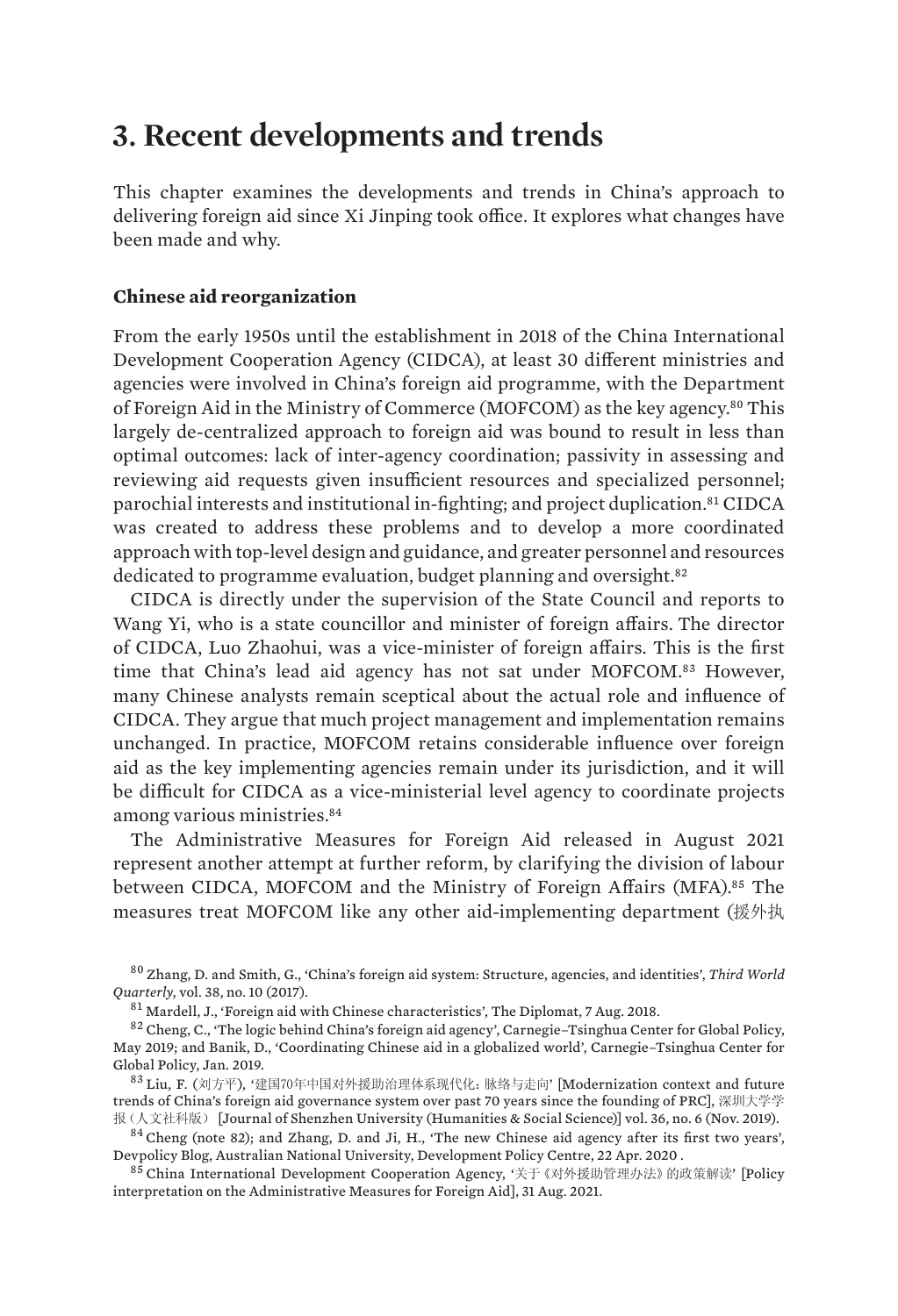# 3. Recent developments and trends

This chapter examines the developments and trends in China's approach to delivering foreign aid since Xi Jinping took office. It explores what changes have been made and why.

### Chinese aid reorganization

From the early 1950s until the establishment in 2018 of the China International Development Cooperation Agency (CIDCA), at least 30 different ministries and agencies were involved in China's foreign aid programme, with the Department of Foreign Aid in the Ministry of Commerce (MOFCOM) as the key agency.[80] This largely de-centralized approach to foreign aid was bound to result in less than optimal outcomes: lack of inter-agency coordination; passivity in assessing and reviewing aid requests given insufficient resources and specialized personnel; parochial interests and institutional in-fighting; and project duplication.[81] CIDCA was created to address these problems and to develop a more coordinated approach with top-level design and guidance, and greater personnel and resources dedicated to programme evaluation, budget planning and oversight.[82]

CIDCA is directly under the supervision of the State Council and reports to Wang Yi, who is a state councillor and minister of foreign affairs. The director of CIDCA, Luo Zhaohui, was a vice-minister of foreign affairs. This is the first time that China's lead aid agency has not sat under MOFCOM.[83] However, many Chinese analysts remain sceptical about the actual role and influence of CIDCA. They argue that much project management and implementation remains unchanged. In practice, MOFCOM retains considerable influence over foreign aid as the key implementing agencies remain under its jurisdiction, and it will be difficult for CIDCA as a vice-ministerial level agency to coordinate projects among various ministries.[84]

The Administrative Measures for Foreign Aid released in August 2021 represent another attempt at further reform, by clarifying the division of labour between CIDCA, MOFCOM and the Ministry of Foreign Affairs (MFA).[85] The measures treat MOFCOM like any other aid-implementing department (援外执

[80] Zhang, D. and Smith, G., 'China's foreign aid system: Structure, agencies, and identities', *Third World Quarterly*, vol. 38, no. 10 (2017).

[81] Mardell, J., 'Foreign aid with Chinese characteristics', The Diplomat, 7 Aug. 2018.

[82] Cheng, C., 'The logic behind China's foreign aid agency', Carnegie–Tsinghua Center for Global Policy, May 2019; and Banik, D., 'Coordinating Chinese aid in a globalized world', Carnegie–Tsinghua Center for Global Policy, Jan. 2019.

[83] Liu, F. (刘方平), '建国70年中国对外援助治理体系现代化：脉络与走向' [Modernization context and future trends of China's foreign aid governance system over past 70 years since the founding of PRC], 深圳大学学报（人文社科版） [Journal of Shenzhen University (Humanities & Social Science)] vol. 36, no. 6 (Nov. 2019).

[84] Cheng (note 82); and Zhang, D. and Ji, H., 'The new Chinese aid agency after its first two years', Devpolicy Blog, Australian National University, Development Policy Centre, 22 Apr. 2020 .

[85] China International Development Cooperation Agency, '关于《对外援助管理办法》的政策解读' [Policy interpretation on the Administrative Measures for Foreign Aid], 31 Aug. 2021.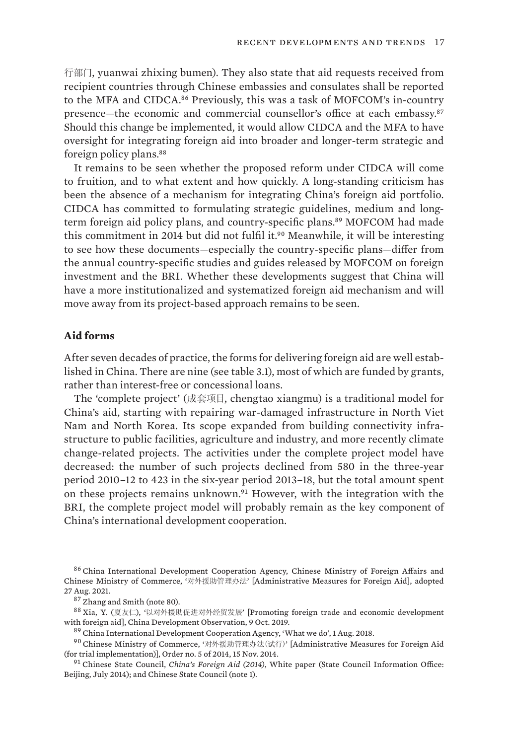行部门, yuanwai zhixing bumen). They also state that aid requests received from recipient countries through Chinese embassies and consulates shall be reported to the MFA and CIDCA.[86] Previously, this was a task of MOFCOM's in-country presence—the economic and commercial counsellor's office at each embassy.[87] Should this change be implemented, it would allow CIDCA and the MFA to have oversight for integrating foreign aid into broader and longer-term strategic and foreign policy plans.[88]

It remains to be seen whether the proposed reform under CIDCA will come to fruition, and to what extent and how quickly. A long-standing criticism has been the absence of a mechanism for integrating China's foreign aid portfolio. CIDCA has committed to formulating strategic guidelines, medium and long-term foreign aid policy plans, and country-specific plans.[89] MOFCOM had made this commitment in 2014 but did not fulfil it.[90] Meanwhile, it will be interesting to see how these documents—especially the country-specific plans—differ from the annual country-specific studies and guides released by MOFCOM on foreign investment and the BRI. Whether these developments suggest that China will have a more institutionalized and systematized foreign aid mechanism and will move away from its project-based approach remains to be seen.

### Aid forms

After seven decades of practice, the forms for delivering foreign aid are well established in China. There are nine (see table 3.1), most of which are funded by grants, rather than interest-free or concessional loans.

The 'complete project' (成套项目, chengtao xiangmu) is a traditional model for China's aid, starting with repairing war-damaged infrastructure in North Viet Nam and North Korea. Its scope expanded from building connectivity infrastructure to public facilities, agriculture and industry, and more recently climate change-related projects. The activities under the complete project model have decreased: the number of such projects declined from 580 in the three-year period 2010–12 to 423 in the six-year period 2013–18, but the total amount spent on these projects remains unknown.[91] However, with the integration with the BRI, the complete project model will probably remain as the key component of China's international development cooperation.

[86] China International Development Cooperation Agency, Chinese Ministry of Foreign Affairs and Chinese Ministry of Commerce, '对外援助管理办法' [Administrative Measures for Foreign Aid], adopted 27 Aug. 2021.

[87] Zhang and Smith (note 80).

[88] Xia, Y. (夏友仁), '以对外援助促进对外经贸发展' [Promoting foreign trade and economic development with foreign aid], China Development Observation, 9 Oct. 2019.

[89] China International Development Cooperation Agency, 'What we do', 1 Aug. 2018.

[90] Chinese Ministry of Commerce, '对外援助管理办法(试行)' [Administrative Measures for Foreign Aid (for trial implementation)], Order no. 5 of 2014, 15 Nov. 2014.

[91] Chinese State Council, *China's Foreign Aid (2014)*, White paper (State Council Information Office: Beijing, July 2014); and Chinese State Council (note 1).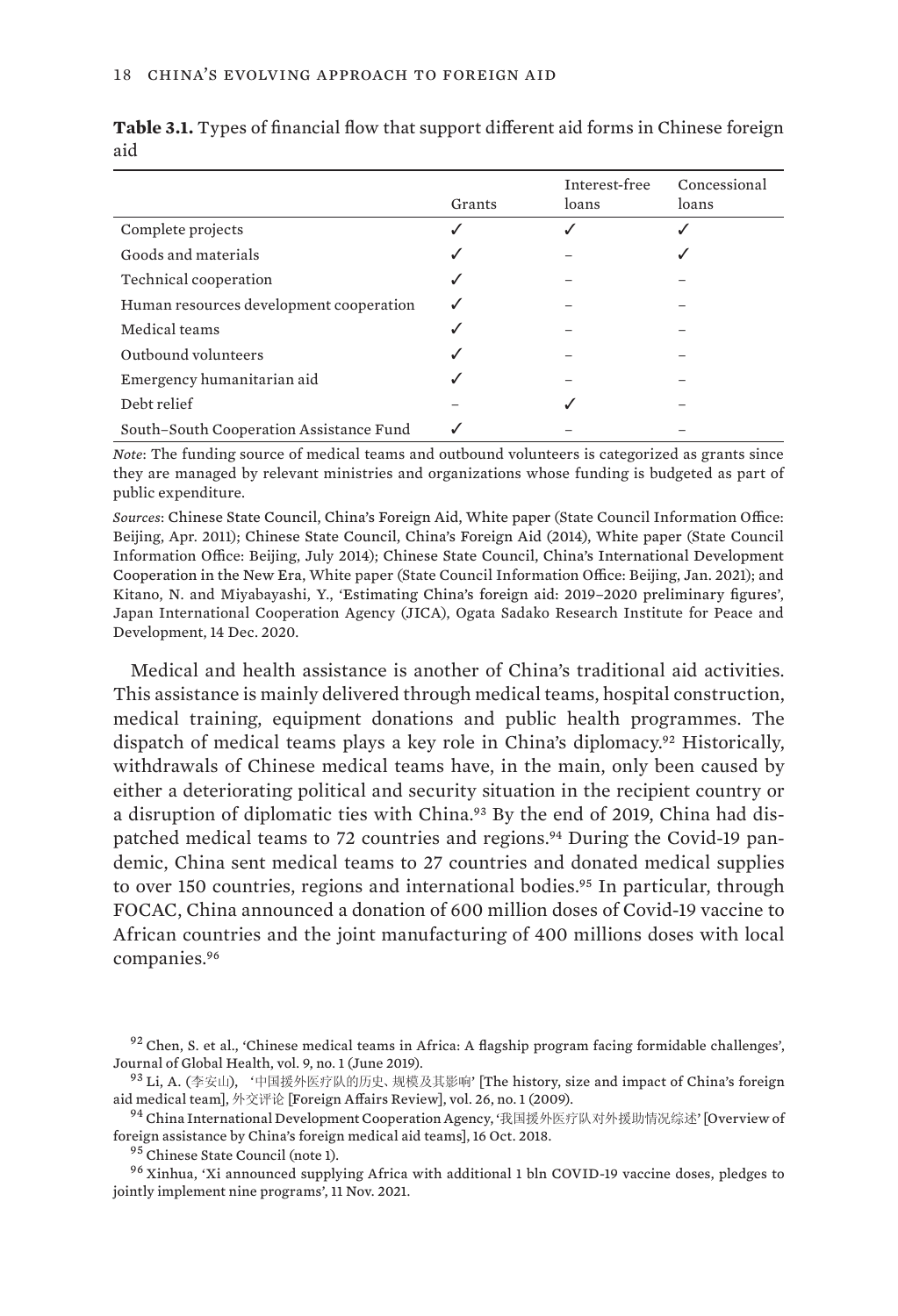**Table 3.1.** Types of financial flow that support different aid forms in Chinese foreign aid

| | Grants | Interest-free loans | Concessional loans |
|---|---|---|---|
| Complete projects | ✓ | ✓ | ✓ |
| Goods and materials | ✓ | – | ✓ |
| Technical cooperation | ✓ | – | – |
| Human resources development cooperation | ✓ | – | – |
| Medical teams | ✓ | – | – |
| Outbound volunteers | ✓ | – | – |
| Emergency humanitarian aid | ✓ | – | – |
| Debt relief | – | ✓ | – |
| South–South Cooperation Assistance Fund | ✓ | – | – |

*Note*: The funding source of medical teams and outbound volunteers is categorized as grants since they are managed by relevant ministries and organizations whose funding is budgeted as part of public expenditure.

*Sources*: Chinese State Council, China's Foreign Aid, White paper (State Council Information Office: Beijing, Apr. 2011); Chinese State Council, China's Foreign Aid (2014), White paper (State Council Information Office: Beijing, July 2014); Chinese State Council, China's International Development Cooperation in the New Era, White paper (State Council Information Office: Beijing, Jan. 2021); and Kitano, N. and Miyabayashi, Y., 'Estimating China's foreign aid: 2019–2020 preliminary figures', Japan International Cooperation Agency (JICA), Ogata Sadako Research Institute for Peace and Development, 14 Dec. 2020.

Medical and health assistance is another of China's traditional aid activities. This assistance is mainly delivered through medical teams, hospital construction, medical training, equipment donations and public health programmes. The dispatch of medical teams plays a key role in China's diplomacy.[92] Historically, withdrawals of Chinese medical teams have, in the main, only been caused by either a deteriorating political and security situation in the recipient country or a disruption of diplomatic ties with China.[93] By the end of 2019, China had dispatched medical teams to 72 countries and regions.[94] During the Covid-19 pandemic, China sent medical teams to 27 countries and donated medical supplies to over 150 countries, regions and international bodies.[95] In particular, through FOCAC, China announced a donation of 600 million doses of Covid-19 vaccine to African countries and the joint manufacturing of 400 millions doses with local companies.[96]

[92] Chen, S. et al., 'Chinese medical teams in Africa: A flagship program facing formidable challenges', Journal of Global Health, vol. 9, no. 1 (June 2019).

[93] Li, A. (李安山), '中国援外医疗队的历史、规模及其影响' [The history, size and impact of China's foreign aid medical team], 外交评论 [Foreign Affairs Review], vol. 26, no. 1 (2009).

[94] China International Development Cooperation Agency, '我国援外医疗队对外援助情况综述' [Overview of foreign assistance by China's foreign medical aid teams], 16 Oct. 2018.

[95] Chinese State Council (note 1).

[96] Xinhua, 'Xi announced supplying Africa with additional 1 bln COVID-19 vaccine doses, pledges to jointly implement nine programs', 11 Nov. 2021.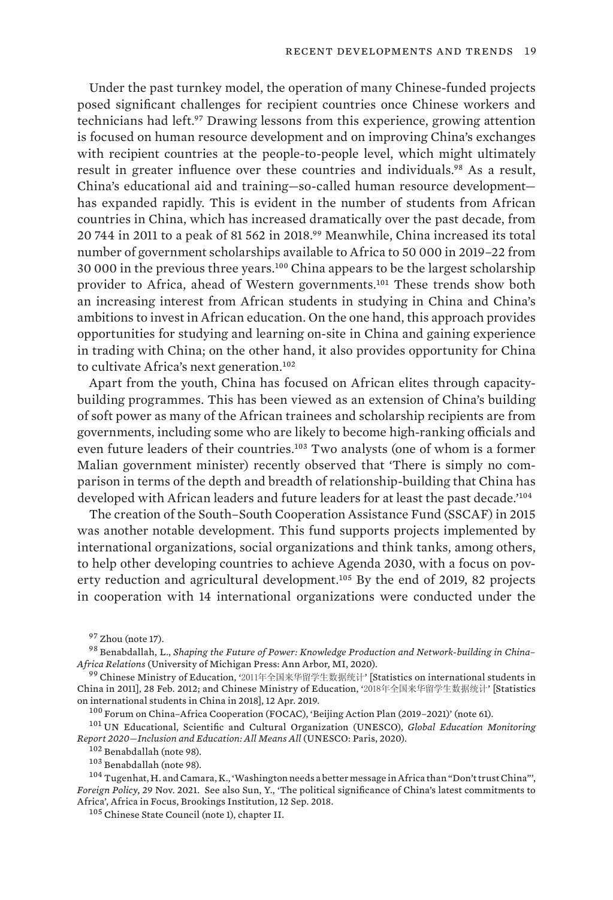Under the past turnkey model, the operation of many Chinese-funded projects posed significant challenges for recipient countries once Chinese workers and technicians had left.[97] Drawing lessons from this experience, growing attention is focused on human resource development and on improving China's exchanges with recipient countries at the people-to-people level, which might ultimately result in greater influence over these countries and individuals.[98] As a result, China's educational aid and training—so-called human resource development—has expanded rapidly. This is evident in the number of students from African countries in China, which has increased dramatically over the past decade, from 20 744 in 2011 to a peak of 81 562 in 2018.[99] Meanwhile, China increased its total number of government scholarships available to Africa to 50 000 in 2019–22 from 30 000 in the previous three years.[100] China appears to be the largest scholarship provider to Africa, ahead of Western governments.[101] These trends show both an increasing interest from African students in studying in China and China's ambitions to invest in African education. On the one hand, this approach provides opportunities for studying and learning on-site in China and gaining experience in trading with China; on the other hand, it also provides opportunity for China to cultivate Africa's next generation.[102]

Apart from the youth, China has focused on African elites through capacity-building programmes. This has been viewed as an extension of China's building of soft power as many of the African trainees and scholarship recipients are from governments, including some who are likely to become high-ranking officials and even future leaders of their countries.[103] Two analysts (one of whom is a former Malian government minister) recently observed that 'There is simply no comparison in terms of the depth and breadth of relationship-building that China has developed with African leaders and future leaders for at least the past decade.'[104]

The creation of the South–South Cooperation Assistance Fund (SSCAF) in 2015 was another notable development. This fund supports projects implemented by international organizations, social organizations and think tanks, among others, to help other developing countries to achieve Agenda 2030, with a focus on poverty reduction and agricultural development.[105] By the end of 2019, 82 projects in cooperation with 14 international organizations were conducted under the

---

[97] Zhou (note 17).

[98] Benabdallah, L., *Shaping the Future of Power: Knowledge Production and Network-building in China–Africa Relations* (University of Michigan Press: Ann Arbor, MI, 2020).

[99] Chinese Ministry of Education, '2011年全国来华留学生数据统计' [Statistics on international students in China in 2011], 28 Feb. 2012; and Chinese Ministry of Education, '2018年全国来华留学生数据统计' [Statistics on international students in China in 2018], 12 Apr. 2019.

[100] Forum on China–Africa Cooperation (FOCAC), 'Beijing Action Plan (2019–2021)' (note 61).

[101] UN Educational, Scientific and Cultural Organization (UNESCO), *Global Education Monitoring Report 2020—Inclusion and Education: All Means All* (UNESCO: Paris, 2020).

[102] Benabdallah (note 98).

[103] Benabdallah (note 98).

[104] Tugenhat, H. and Camara, K., 'Washington needs a better message in Africa than "Don't trust China"', *Foreign Policy*, 29 Nov. 2021. See also Sun, Y., 'The political significance of China's latest commitments to Africa', Africa in Focus, Brookings Institution, 12 Sep. 2018.

[105] Chinese State Council (note 1), chapter II.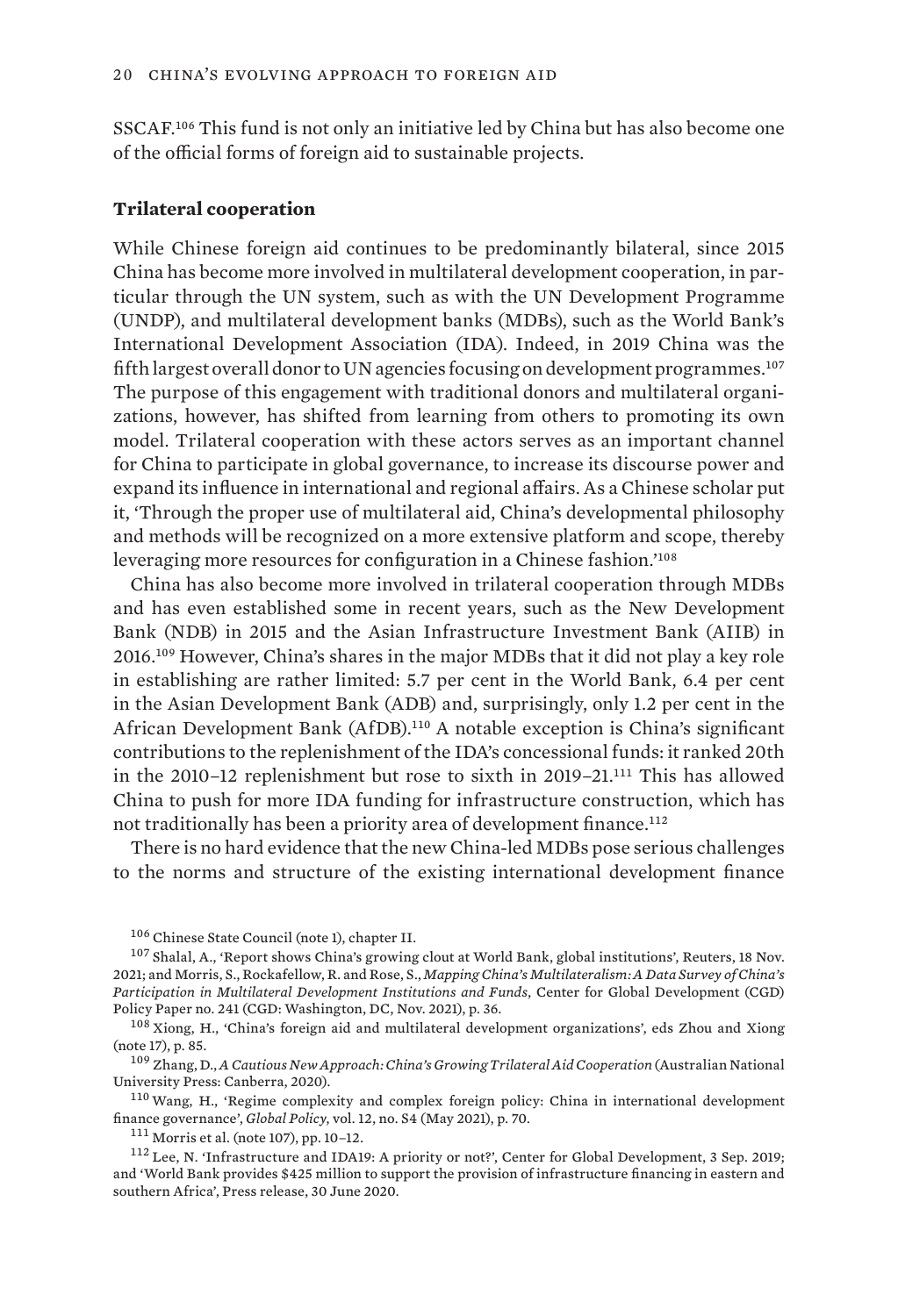SSCAF.[106] This fund is not only an initiative led by China but has also become one of the official forms of foreign aid to sustainable projects.

### Trilateral cooperation

While Chinese foreign aid continues to be predominantly bilateral, since 2015 China has become more involved in multilateral development cooperation, in particular through the UN system, such as with the UN Development Programme (UNDP), and multilateral development banks (MDBs), such as the World Bank's International Development Association (IDA). Indeed, in 2019 China was the fifth largest overall donor to UN agencies focusing on development programmes.[107] The purpose of this engagement with traditional donors and multilateral organizations, however, has shifted from learning from others to promoting its own model. Trilateral cooperation with these actors serves as an important channel for China to participate in global governance, to increase its discourse power and expand its influence in international and regional affairs. As a Chinese scholar put it, 'Through the proper use of multilateral aid, China's developmental philosophy and methods will be recognized on a more extensive platform and scope, thereby leveraging more resources for configuration in a Chinese fashion.'[108]

China has also become more involved in trilateral cooperation through MDBs and has even established some in recent years, such as the New Development Bank (NDB) in 2015 and the Asian Infrastructure Investment Bank (AIIB) in 2016.[109] However, China's shares in the major MDBs that it did not play a key role in establishing are rather limited: 5.7 per cent in the World Bank, 6.4 per cent in the Asian Development Bank (ADB) and, surprisingly, only 1.2 per cent in the African Development Bank (AfDB).[110] A notable exception is China's significant contributions to the replenishment of the IDA's concessional funds: it ranked 20th in the 2010–12 replenishment but rose to sixth in 2019–21.[111] This has allowed China to push for more IDA funding for infrastructure construction, which has not traditionally has been a priority area of development finance.[112]

There is no hard evidence that the new China-led MDBs pose serious challenges to the norms and structure of the existing international development finance

---

[106] Chinese State Council (note 1), chapter II.

[107] Shalal, A., 'Report shows China's growing clout at World Bank, global institutions', Reuters, 18 Nov. 2021; and Morris, S., Rockafellow, R. and Rose, S., *Mapping China's Multilateralism: A Data Survey of China's Participation in Multilateral Development Institutions and Funds*, Center for Global Development (CGD) Policy Paper no. 241 (CGD: Washington, DC, Nov. 2021), p. 36.

[108] Xiong, H., 'China's foreign aid and multilateral development organizations', eds Zhou and Xiong (note 17), p. 85.

[109] Zhang, D., *A Cautious New Approach: China's Growing Trilateral Aid Cooperation* (Australian National University Press: Canberra, 2020).

[110] Wang, H., 'Regime complexity and complex foreign policy: China in international development finance governance', *Global Policy*, vol. 12, no. S4 (May 2021), p. 70.

[111] Morris et al. (note 107), pp. 10–12.

[112] Lee, N. 'Infrastructure and IDA19: A priority or not?', Center for Global Development, 3 Sep. 2019; and 'World Bank provides $425 million to support the provision of infrastructure financing in eastern and southern Africa', Press release, 30 June 2020.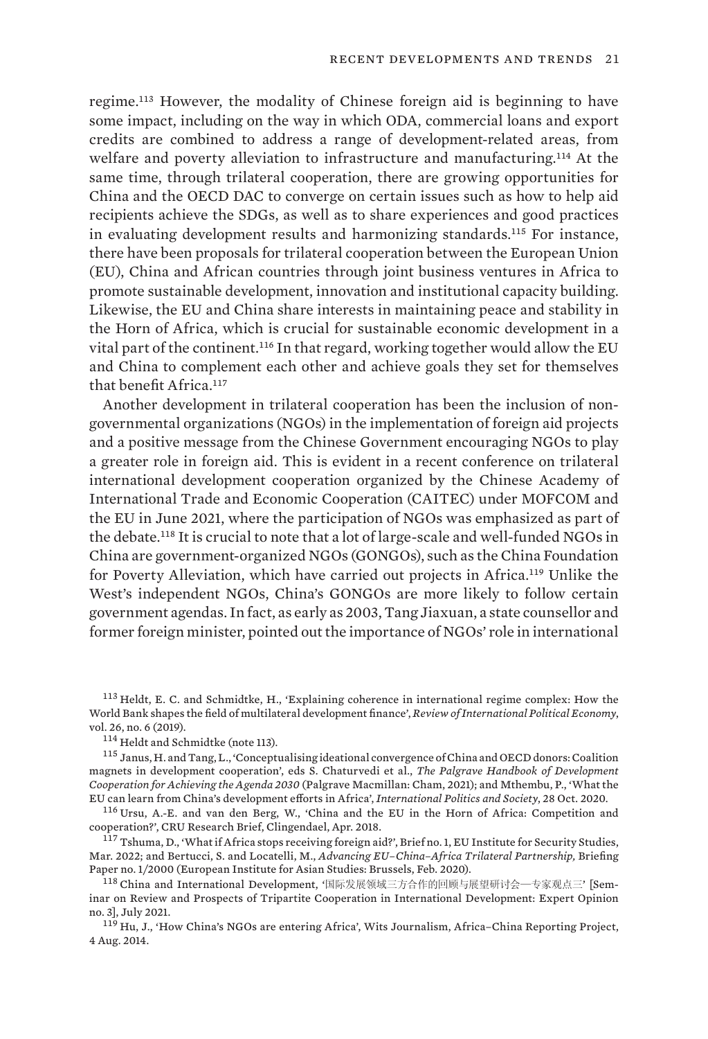regime.[113] However, the modality of Chinese foreign aid is beginning to have some impact, including on the way in which ODA, commercial loans and export credits are combined to address a range of development-related areas, from welfare and poverty alleviation to infrastructure and manufacturing.[114] At the same time, through trilateral cooperation, there are growing opportunities for China and the OECD DAC to converge on certain issues such as how to help aid recipients achieve the SDGs, as well as to share experiences and good practices in evaluating development results and harmonizing standards.[115] For instance, there have been proposals for trilateral cooperation between the European Union (EU), China and African countries through joint business ventures in Africa to promote sustainable development, innovation and institutional capacity building. Likewise, the EU and China share interests in maintaining peace and stability in the Horn of Africa, which is crucial for sustainable economic development in a vital part of the continent.[116] In that regard, working together would allow the EU and China to complement each other and achieve goals they set for themselves that benefit Africa.[117]

Another development in trilateral cooperation has been the inclusion of non-governmental organizations (NGOs) in the implementation of foreign aid projects and a positive message from the Chinese Government encouraging NGOs to play a greater role in foreign aid. This is evident in a recent conference on trilateral international development cooperation organized by the Chinese Academy of International Trade and Economic Cooperation (CAITEC) under MOFCOM and the EU in June 2021, where the participation of NGOs was emphasized as part of the debate.[118] It is crucial to note that a lot of large-scale and well-funded NGOs in China are government-organized NGOs (GONGOs), such as the China Foundation for Poverty Alleviation, which have carried out projects in Africa.[119] Unlike the West's independent NGOs, China's GONGOs are more likely to follow certain government agendas. In fact, as early as 2003, Tang Jiaxuan, a state counsellor and former foreign minister, pointed out the importance of NGOs' role in international

[113] Heldt, E. C. and Schmidtke, H., 'Explaining coherence in international regime complex: How the World Bank shapes the field of multilateral development finance', *Review of International Political Economy*, vol. 26, no. 6 (2019).

[114] Heldt and Schmidtke (note 113).

[115] Janus, H. and Tang, L., 'Conceptualising ideational convergence of China and OECD donors: Coalition magnets in development cooperation', eds S. Chaturvedi et al., *The Palgrave Handbook of Development Cooperation for Achieving the Agenda 2030* (Palgrave Macmillan: Cham, 2021); and Mthembu, P., 'What the EU can learn from China's development efforts in Africa', *International Politics and Society*, 28 Oct. 2020.

[116] Ursu, A.-E. and van den Berg, W., 'China and the EU in the Horn of Africa: Competition and cooperation?', CRU Research Brief, Clingendael, Apr. 2018.

[117] Tshuma, D., 'What if Africa stops receiving foreign aid?', Brief no. 1, EU Institute for Security Studies, Mar. 2022; and Bertucci, S. and Locatelli, M., *Advancing EU–China–Africa Trilateral Partnership,* Briefing Paper no. 1/2000 (European Institute for Asian Studies: Brussels, Feb. 2020).

[118] China and International Development, '国际发展领域三方合作的回顾与展望研讨会—专家观点三' [Seminar on Review and Prospects of Tripartite Cooperation in International Development: Expert Opinion no. 3], July 2021.

[119] Hu, J., 'How China's NGOs are entering Africa', Wits Journalism, Africa–China Reporting Project, 4 Aug. 2014.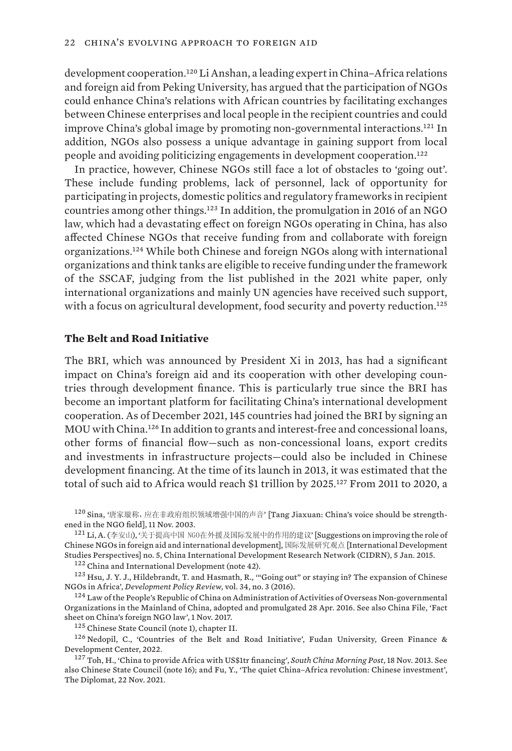development cooperation.[120] Li Anshan, a leading expert in China–Africa relations and foreign aid from Peking University, has argued that the participation of NGOs could enhance China's relations with African countries by facilitating exchanges between Chinese enterprises and local people in the recipient countries and could improve China's global image by promoting non-governmental interactions.[121] In addition, NGOs also possess a unique advantage in gaining support from local people and avoiding politicizing engagements in development cooperation.[122]

In practice, however, Chinese NGOs still face a lot of obstacles to 'going out'. These include funding problems, lack of personnel, lack of opportunity for participating in projects, domestic politics and regulatory frameworks in recipient countries among other things.[123] In addition, the promulgation in 2016 of an NGO law, which had a devastating effect on foreign NGOs operating in China, has also affected Chinese NGOs that receive funding from and collaborate with foreign organizations.[124] While both Chinese and foreign NGOs along with international organizations and think tanks are eligible to receive funding under the framework of the SSCAF, judging from the list published in the 2021 white paper, only international organizations and mainly UN agencies have received such support, with a focus on agricultural development, food security and poverty reduction.[125]

### The Belt and Road Initiative

The BRI, which was announced by President Xi in 2013, has had a significant impact on China's foreign aid and its cooperation with other developing countries through development finance. This is particularly true since the BRI has become an important platform for facilitating China's international development cooperation. As of December 2021, 145 countries had joined the BRI by signing an MOU with China.[126] In addition to grants and interest-free and concessional loans, other forms of financial flow—such as non-concessional loans, export credits and investments in infrastructure projects—could also be included in Chinese development financing. At the time of its launch in 2013, it was estimated that the total of such aid to Africa would reach $1 trillion by 2025.[127] From 2011 to 2020, a

[120] Sina, '唐家璇称，应在非政府组织领域增强中国的声音' [Tang Jiaxuan: China's voice should be strengthened in the NGO field], 11 Nov. 2003.

[121] Li, A. (李安山), '关于提高中国 NGO在外援及国际发展中的作用的建议' [Suggestions on improving the role of Chinese NGOs in foreign aid and international development], 国际发展研究观点 [International Development Studies Perspectives] no. 5, China International Development Research Network (CIDRN), 5 Jan. 2015.

[122] China and International Development (note 42).

[123] Hsu, J. Y. J., Hildebrandt, T. and Hasmath, R., '"Going out" or staying in? The expansion of Chinese NGOs in Africa', *Development Policy Review*, vol. 34, no. 3 (2016).

[124] Law of the People's Republic of China on Administration of Activities of Overseas Non-governmental Organizations in the Mainland of China, adopted and promulgated 28 Apr. 2016. See also China File, 'Fact sheet on China's foreign NGO law', 1 Nov. 2017.

[125] Chinese State Council (note 1), chapter II.

[126] Nedopil, C., 'Countries of the Belt and Road Initiative', Fudan University, Green Finance & Development Center, 2022.

[127] Toh, H., 'China to provide Africa with US$1tr financing', *South China Morning Post*, 18 Nov. 2013. See also Chinese State Council (note 16); and Fu, Y., 'The quiet China–Africa revolution: Chinese investment', The Diplomat, 22 Nov. 2021.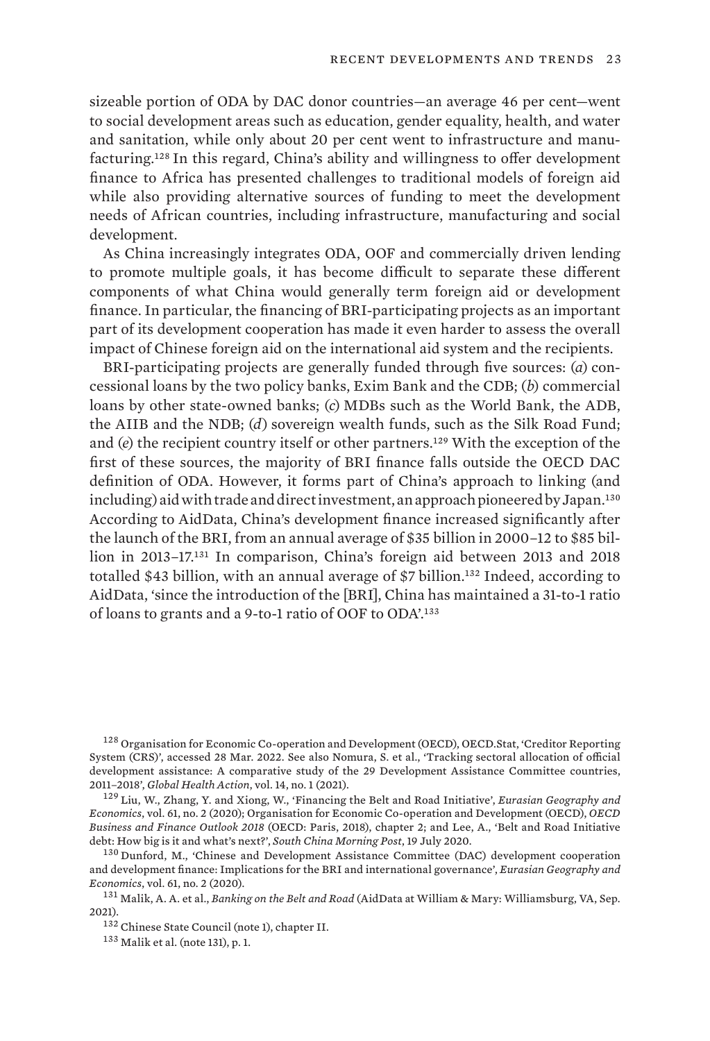sizeable portion of ODA by DAC donor countries—an average 46 per cent—went to social development areas such as education, gender equality, health, and water and sanitation, while only about 20 per cent went to infrastructure and manufacturing.[128] In this regard, China's ability and willingness to offer development finance to Africa has presented challenges to traditional models of foreign aid while also providing alternative sources of funding to meet the development needs of African countries, including infrastructure, manufacturing and social development.

As China increasingly integrates ODA, OOF and commercially driven lending to promote multiple goals, it has become difficult to separate these different components of what China would generally term foreign aid or development finance. In particular, the financing of BRI-participating projects as an important part of its development cooperation has made it even harder to assess the overall impact of Chinese foreign aid on the international aid system and the recipients.

BRI-participating projects are generally funded through five sources: (*a*) concessional loans by the two policy banks, Exim Bank and the CDB; (*b*) commercial loans by other state-owned banks; (*c*) MDBs such as the World Bank, the ADB, the AIIB and the NDB; (*d*) sovereign wealth funds, such as the Silk Road Fund; and (*e*) the recipient country itself or other partners.[129] With the exception of the first of these sources, the majority of BRI finance falls outside the OECD DAC definition of ODA. However, it forms part of China's approach to linking (and including) aid with trade and direct investment, an approach pioneered by Japan.[130] According to AidData, China's development finance increased significantly after the launch of the BRI, from an annual average of $35 billion in 2000–12 to $85 billion in 2013–17.[131] In comparison, China's foreign aid between 2013 and 2018 totalled $43 billion, with an annual average of $7 billion.[132] Indeed, according to AidData, 'since the introduction of the [BRI], China has maintained a 31-to-1 ratio of loans to grants and a 9-to-1 ratio of OOF to ODA'.[133]

[128] Organisation for Economic Co-operation and Development (OECD), OECD.Stat, 'Creditor Reporting System (CRS)', accessed 28 Mar. 2022. See also Nomura, S. et al., 'Tracking sectoral allocation of official development assistance: A comparative study of the 29 Development Assistance Committee countries, 2011–2018', *Global Health Action*, vol. 14, no. 1 (2021).

[129] Liu, W., Zhang, Y. and Xiong, W., 'Financing the Belt and Road Initiative', *Eurasian Geography and Economics*, vol. 61, no. 2 (2020); Organisation for Economic Co-operation and Development (OECD), *OECD Business and Finance Outlook 2018* (OECD: Paris, 2018), chapter 2; and Lee, A., 'Belt and Road Initiative debt: How big is it and what's next?', *South China Morning Post*, 19 July 2020.

[130] Dunford, M., 'Chinese and Development Assistance Committee (DAC) development cooperation and development finance: Implications for the BRI and international governance', *Eurasian Geography and Economics*, vol. 61, no. 2 (2020).

[131] Malik, A. A. et al., *Banking on the Belt and Road* (AidData at William & Mary: Williamsburg, VA, Sep. 2021).

[132] Chinese State Council (note 1), chapter II.

[133] Malik et al. (note 131), p. 1.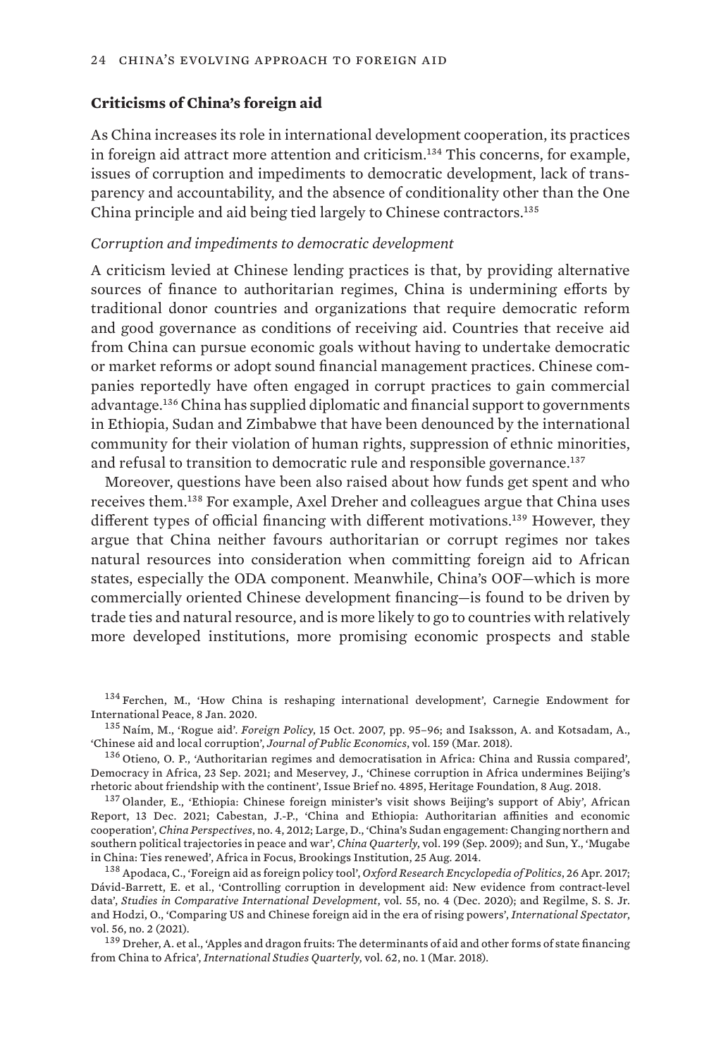## Criticisms of China's foreign aid

As China increases its role in international development cooperation, its practices in foreign aid attract more attention and criticism.[134] This concerns, for example, issues of corruption and impediments to democratic development, lack of transparency and accountability, and the absence of conditionality other than the One China principle and aid being tied largely to Chinese contractors.[135]

### *Corruption and impediments to democratic development*

A criticism levied at Chinese lending practices is that, by providing alternative sources of finance to authoritarian regimes, China is undermining efforts by traditional donor countries and organizations that require democratic reform and good governance as conditions of receiving aid. Countries that receive aid from China can pursue economic goals without having to undertake democratic or market reforms or adopt sound financial management practices. Chinese companies reportedly have often engaged in corrupt practices to gain commercial advantage.[136] China has supplied diplomatic and financial support to governments in Ethiopia, Sudan and Zimbabwe that have been denounced by the international community for their violation of human rights, suppression of ethnic minorities, and refusal to transition to democratic rule and responsible governance.[137]

Moreover, questions have been also raised about how funds get spent and who receives them.[138] For example, Axel Dreher and colleagues argue that China uses different types of official financing with different motivations.[139] However, they argue that China neither favours authoritarian or corrupt regimes nor takes natural resources into consideration when committing foreign aid to African states, especially the ODA component. Meanwhile, China's OOF—which is more commercially oriented Chinese development financing—is found to be driven by trade ties and natural resource, and is more likely to go to countries with relatively more developed institutions, more promising economic prospects and stable

---

[134] Ferchen, M., 'How China is reshaping international development', Carnegie Endowment for International Peace, 8 Jan. 2020.

[135] Naím, M., 'Rogue aid'. *Foreign Policy*, 15 Oct. 2007, pp. 95–96; and Isaksson, A. and Kotsadam, A., 'Chinese aid and local corruption', *Journal of Public Economics*, vol. 159 (Mar. 2018).

[136] Otieno, O. P., 'Authoritarian regimes and democratisation in Africa: China and Russia compared', Democracy in Africa, 23 Sep. 2021; and Meservey, J., 'Chinese corruption in Africa undermines Beijing's rhetoric about friendship with the continent', Issue Brief no. 4895, Heritage Foundation, 8 Aug. 2018.

[137] Olander, E., 'Ethiopia: Chinese foreign minister's visit shows Beijing's support of Abiy', African Report, 13 Dec. 2021; Cabestan, J.-P., 'China and Ethiopia: Authoritarian affinities and economic cooperation', *China Perspectives*, no. 4, 2012; Large, D., 'China's Sudan engagement: Changing northern and southern political trajectories in peace and war', *China Quarterly*, vol. 199 (Sep. 2009); and Sun, Y., 'Mugabe in China: Ties renewed', Africa in Focus, Brookings Institution, 25 Aug. 2014.

[138] Apodaca, C., 'Foreign aid as foreign policy tool', *Oxford Research Encyclopedia of Politics*, 26 Apr. 2017; Dávid-Barrett, E. et al., 'Controlling corruption in development aid: New evidence from contract-level data', *Studies in Comparative International Development*, vol. 55, no. 4 (Dec. 2020); and Regilme, S. S. Jr. and Hodzi, O., 'Comparing US and Chinese foreign aid in the era of rising powers', *International Spectator*, vol. 56, no. 2 (2021).

[139] Dreher, A. et al., 'Apples and dragon fruits: The determinants of aid and other forms of state financing from China to Africa', *International Studies Quarterly*, vol. 62, no. 1 (Mar. 2018).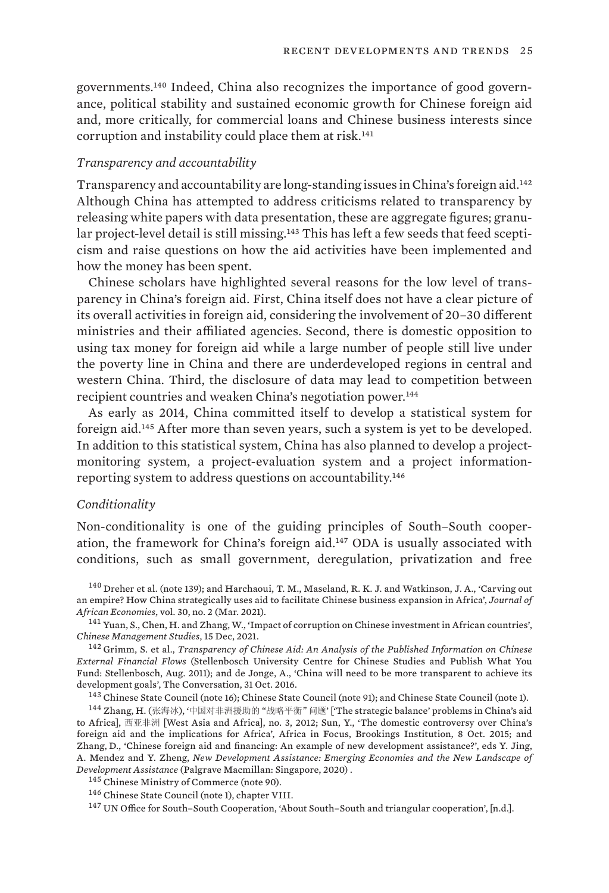governments.[140] Indeed, China also recognizes the importance of good governance, political stability and sustained economic growth for Chinese foreign aid and, more critically, for commercial loans and Chinese business interests since corruption and instability could place them at risk.[141]

### *Transparency and accountability*

Transparency and accountability are long-standing issues in China's foreign aid.[142] Although China has attempted to address criticisms related to transparency by releasing white papers with data presentation, these are aggregate figures; granular project-level detail is still missing.[143] This has left a few seeds that feed scepticism and raise questions on how the aid activities have been implemented and how the money has been spent.

Chinese scholars have highlighted several reasons for the low level of transparency in China's foreign aid. First, China itself does not have a clear picture of its overall activities in foreign aid, considering the involvement of 20–30 different ministries and their affiliated agencies. Second, there is domestic opposition to using tax money for foreign aid while a large number of people still live under the poverty line in China and there are underdeveloped regions in central and western China. Third, the disclosure of data may lead to competition between recipient countries and weaken China's negotiation power.[144]

As early as 2014, China committed itself to develop a statistical system for foreign aid.[145] After more than seven years, such a system is yet to be developed. In addition to this statistical system, China has also planned to develop a project-monitoring system, a project-evaluation system and a project information-reporting system to address questions on accountability.[146]

### *Conditionality*

Non-conditionality is one of the guiding principles of South–South cooperation, the framework for China's foreign aid.[147] ODA is usually associated with conditions, such as small government, deregulation, privatization and free

[140] Dreher et al. (note 139); and Harchaoui, T. M., Maseland, R. K. J. and Watkinson, J. A., 'Carving out an empire? How China strategically uses aid to facilitate Chinese business expansion in Africa', *Journal of African Economies*, vol. 30, no. 2 (Mar. 2021).

[141] Yuan, S., Chen, H. and Zhang, W., 'Impact of corruption on Chinese investment in African countries', *Chinese Management Studies*, 15 Dec, 2021.

[142] Grimm, S. et al., *Transparency of Chinese Aid: An Analysis of the Published Information on Chinese External Financial Flows* (Stellenbosch University Centre for Chinese Studies and Publish What You Fund: Stellenbosch, Aug. 2011); and de Jonge, A., 'China will need to be more transparent to achieve its development goals', The Conversation, 31 Oct. 2016.

[143] Chinese State Council (note 16); Chinese State Council (note 91); and Chinese State Council (note 1).

[144] Zhang, H. (张海冰), '中国对非洲援助的 "战略平衡" 问题' ['The strategic balance' problems in China's aid to Africa], 西亚非洲 [West Asia and Africa], no. 3, 2012; Sun, Y., 'The domestic controversy over China's foreign aid and the implications for Africa', Africa in Focus, Brookings Institution, 8 Oct. 2015; and Zhang, D., 'Chinese foreign aid and financing: An example of new development assistance?', eds Y. Jing, A. Mendez and Y. Zheng, *New Development Assistance: Emerging Economies and the New Landscape of Development Assistance* (Palgrave Macmillan: Singapore, 2020) .

[145] Chinese Ministry of Commerce (note 90).

[146] Chinese State Council (note 1), chapter VIII.

[147] UN Office for South–South Cooperation, 'About South–South and triangular cooperation', [n.d.].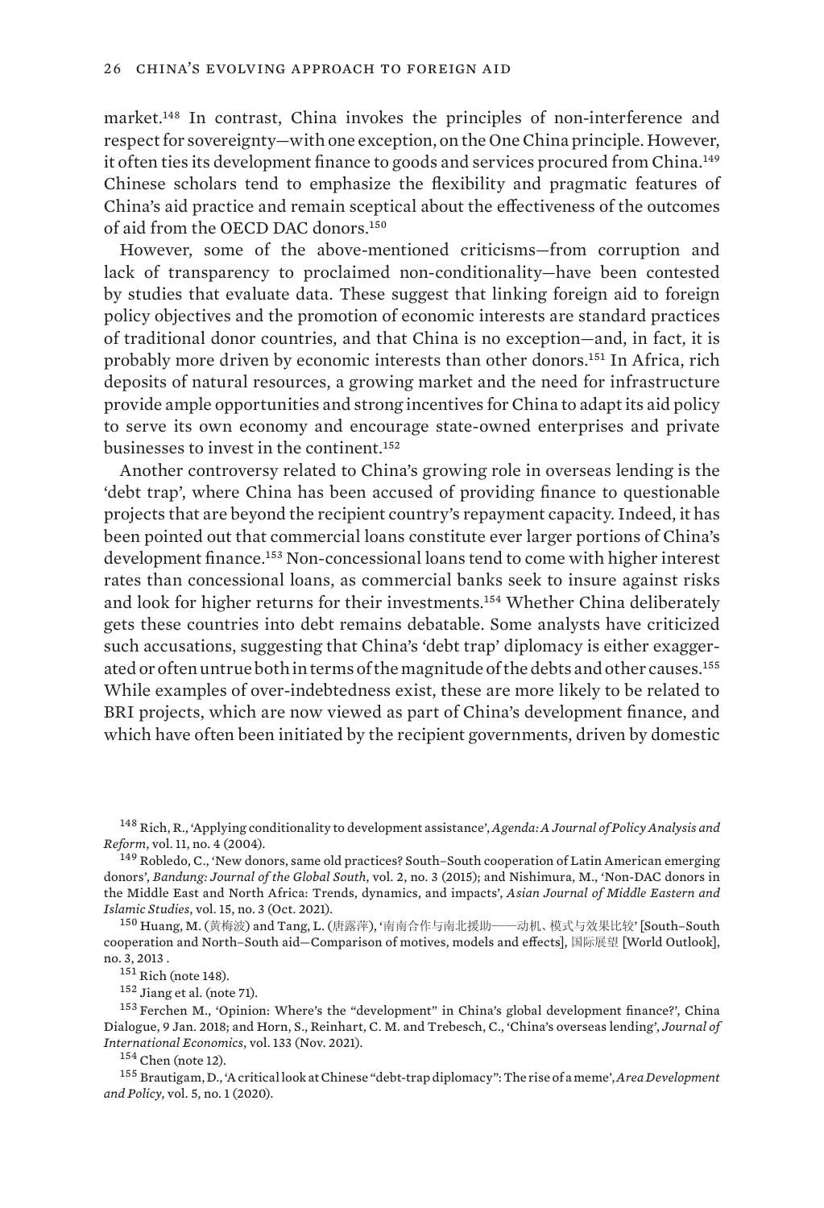market.[148] In contrast, China invokes the principles of non-interference and respect for sovereignty—with one exception, on the One China principle. However, it often ties its development finance to goods and services procured from China.[149] Chinese scholars tend to emphasize the flexibility and pragmatic features of China's aid practice and remain sceptical about the effectiveness of the outcomes of aid from the OECD DAC donors.[150]

However, some of the above-mentioned criticisms—from corruption and lack of transparency to proclaimed non-conditionality—have been contested by studies that evaluate data. These suggest that linking foreign aid to foreign policy objectives and the promotion of economic interests are standard practices of traditional donor countries, and that China is no exception—and, in fact, it is probably more driven by economic interests than other donors.[151] In Africa, rich deposits of natural resources, a growing market and the need for infrastructure provide ample opportunities and strong incentives for China to adapt its aid policy to serve its own economy and encourage state-owned enterprises and private businesses to invest in the continent.[152]

Another controversy related to China's growing role in overseas lending is the 'debt trap', where China has been accused of providing finance to questionable projects that are beyond the recipient country's repayment capacity. Indeed, it has been pointed out that commercial loans constitute ever larger portions of China's development finance.[153] Non-concessional loans tend to come with higher interest rates than concessional loans, as commercial banks seek to insure against risks and look for higher returns for their investments.[154] Whether China deliberately gets these countries into debt remains debatable. Some analysts have criticized such accusations, suggesting that China's 'debt trap' diplomacy is either exaggerated or often untrue both in terms of the magnitude of the debts and other causes.[155] While examples of over-indebtedness exist, these are more likely to be related to BRI projects, which are now viewed as part of China's development finance, and which have often been initiated by the recipient governments, driven by domestic

[148] Rich, R., 'Applying conditionality to development assistance', *Agenda: A Journal of Policy Analysis and Reform*, vol. 11, no. 4 (2004).

[149] Robledo, C., 'New donors, same old practices? South–South cooperation of Latin American emerging donors', *Bandung: Journal of the Global South*, vol. 2, no. 3 (2015); and Nishimura, M., 'Non-DAC donors in the Middle East and North Africa: Trends, dynamics, and impacts', *Asian Journal of Middle Eastern and Islamic Studies*, vol. 15, no. 3 (Oct. 2021).

[150] Huang, M. (黄梅波) and Tang, L. (唐露萍), '南南合作与南北援助——动机、模式与效果比较' [South–South cooperation and North–South aid—Comparison of motives, models and effects], 国际展望 [World Outlook], no. 3, 2013 .

[151] Rich (note 148).

[152] Jiang et al. (note 71).

[153] Ferchen M., 'Opinion: Where's the "development" in China's global development finance?', China Dialogue, 9 Jan. 2018; and Horn, S., Reinhart, C. M. and Trebesch, C., 'China's overseas lending', *Journal of International Economics*, vol. 133 (Nov. 2021).

[154] Chen (note 12).

[155] Brautigam, D., 'A critical look at Chinese "debt-trap diplomacy": The rise of a meme', *Area Development and Policy*, vol. 5, no. 1 (2020).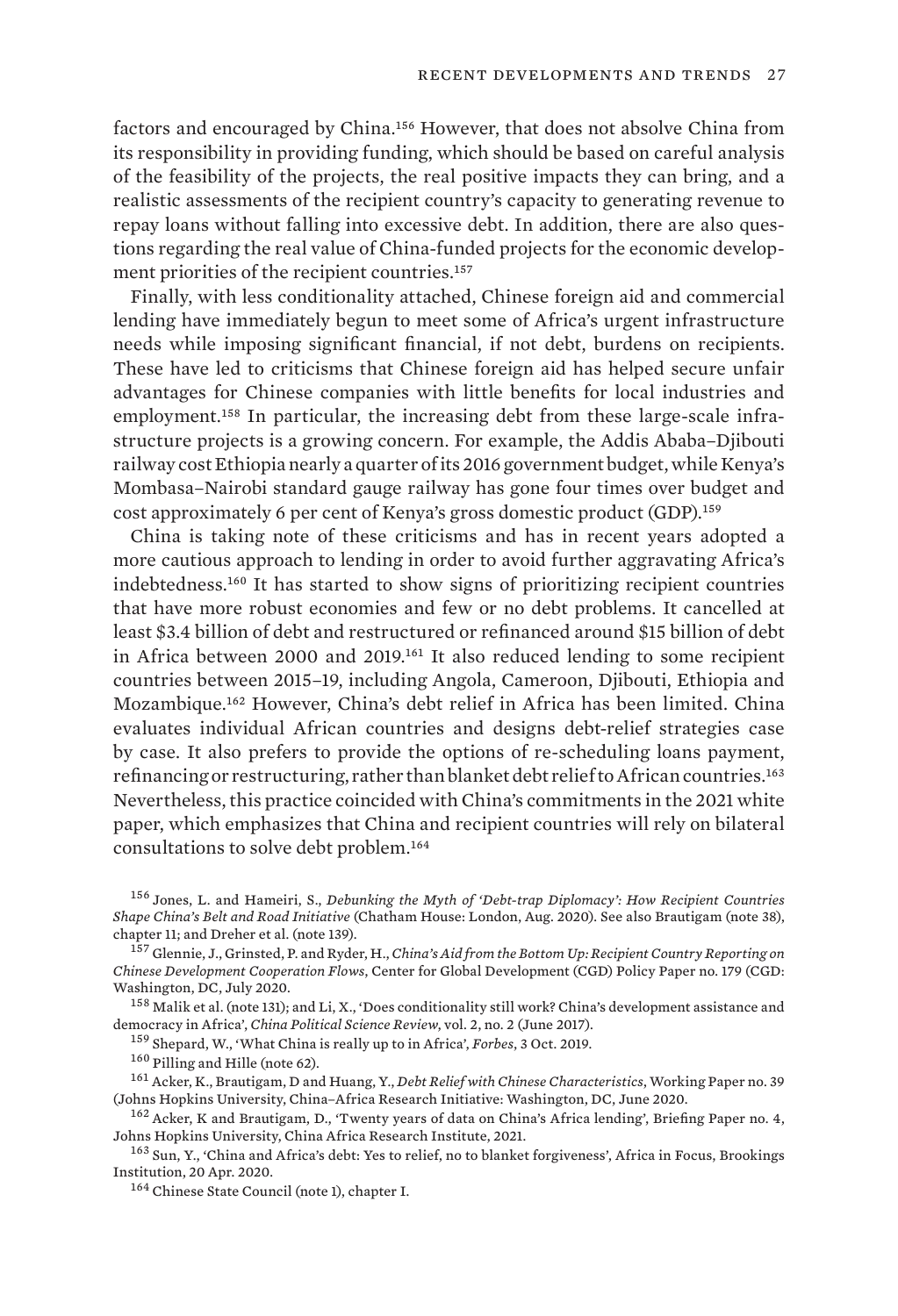factors and encouraged by China.[156] However, that does not absolve China from its responsibility in providing funding, which should be based on careful analysis of the feasibility of the projects, the real positive impacts they can bring, and a realistic assessments of the recipient country's capacity to generating revenue to repay loans without falling into excessive debt. In addition, there are also questions regarding the real value of China-funded projects for the economic development priorities of the recipient countries.[157]

Finally, with less conditionality attached, Chinese foreign aid and commercial lending have immediately begun to meet some of Africa's urgent infrastructure needs while imposing significant financial, if not debt, burdens on recipients. These have led to criticisms that Chinese foreign aid has helped secure unfair advantages for Chinese companies with little benefits for local industries and employment.[158] In particular, the increasing debt from these large-scale infrastructure projects is a growing concern. For example, the Addis Ababa–Djibouti railway cost Ethiopia nearly a quarter of its 2016 government budget, while Kenya's Mombasa–Nairobi standard gauge railway has gone four times over budget and cost approximately 6 per cent of Kenya's gross domestic product (GDP).[159]

China is taking note of these criticisms and has in recent years adopted a more cautious approach to lending in order to avoid further aggravating Africa's indebtedness.[160] It has started to show signs of prioritizing recipient countries that have more robust economies and few or no debt problems. It cancelled at least $3.4 billion of debt and restructured or refinanced around $15 billion of debt in Africa between 2000 and 2019.[161] It also reduced lending to some recipient countries between 2015–19, including Angola, Cameroon, Djibouti, Ethiopia and Mozambique.[162] However, China's debt relief in Africa has been limited. China evaluates individual African countries and designs debt-relief strategies case by case. It also prefers to provide the options of re-scheduling loans payment, refinancing or restructuring, rather than blanket debt relief to African countries.[163] Nevertheless, this practice coincided with China's commitments in the 2021 white paper, which emphasizes that China and recipient countries will rely on bilateral consultations to solve debt problem.[164]

[156] Jones, L. and Hameiri, S., *Debunking the Myth of 'Debt-trap Diplomacy': How Recipient Countries Shape China's Belt and Road Initiative* (Chatham House: London, Aug. 2020). See also Brautigam (note 38), chapter 11; and Dreher et al. (note 139).

[157] Glennie, J., Grinsted, P. and Ryder, H., *China's Aid from the Bottom Up: Recipient Country Reporting on Chinese Development Cooperation Flows*, Center for Global Development (CGD) Policy Paper no. 179 (CGD: Washington, DC, July 2020.

[158] Malik et al. (note 131); and Li, X., 'Does conditionality still work? China's development assistance and democracy in Africa', *China Political Science Review*, vol. 2, no. 2 (June 2017).

[159] Shepard, W., 'What China is really up to in Africa', *Forbes*, 3 Oct. 2019.

[160] Pilling and Hille (note 62).

[161] Acker, K., Brautigam, D and Huang, Y., *Debt Relief with Chinese Characteristics*, Working Paper no. 39 (Johns Hopkins University, China–Africa Research Initiative: Washington, DC, June 2020.

[162] Acker, K and Brautigam, D., 'Twenty years of data on China's Africa lending', Briefing Paper no. 4, Johns Hopkins University, China Africa Research Institute, 2021.

[163] Sun, Y., 'China and Africa's debt: Yes to relief, no to blanket forgiveness', Africa in Focus, Brookings Institution, 20 Apr. 2020.

[164] Chinese State Council (note 1), chapter I.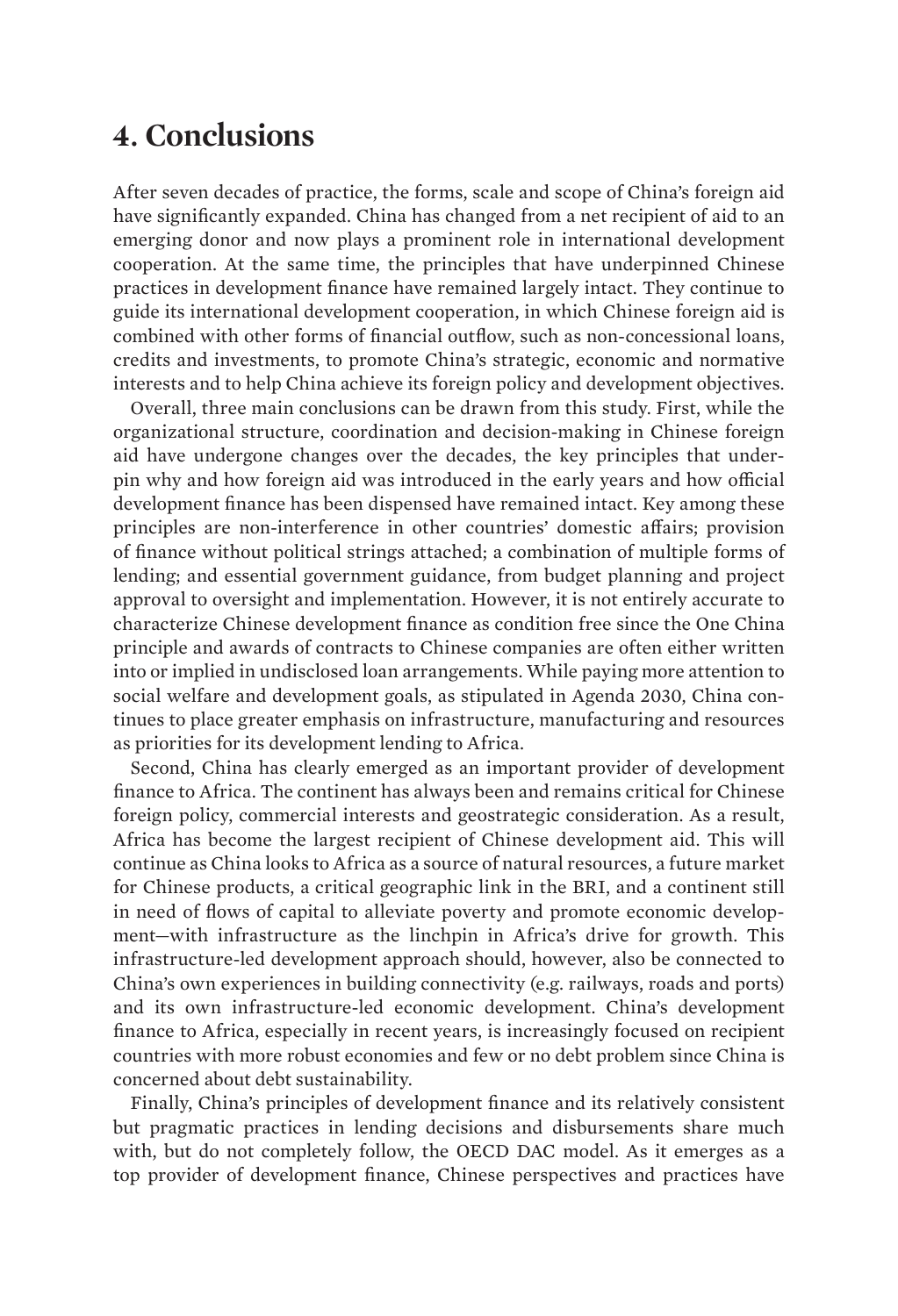# 4. Conclusions

After seven decades of practice, the forms, scale and scope of China's foreign aid have significantly expanded. China has changed from a net recipient of aid to an emerging donor and now plays a prominent role in international development cooperation. At the same time, the principles that have underpinned Chinese practices in development finance have remained largely intact. They continue to guide its international development cooperation, in which Chinese foreign aid is combined with other forms of financial outflow, such as non-concessional loans, credits and investments, to promote China's strategic, economic and normative interests and to help China achieve its foreign policy and development objectives.

Overall, three main conclusions can be drawn from this study. First, while the organizational structure, coordination and decision-making in Chinese foreign aid have undergone changes over the decades, the key principles that underpin why and how foreign aid was introduced in the early years and how official development finance has been dispensed have remained intact. Key among these principles are non-interference in other countries' domestic affairs; provision of finance without political strings attached; a combination of multiple forms of lending; and essential government guidance, from budget planning and project approval to oversight and implementation. However, it is not entirely accurate to characterize Chinese development finance as condition free since the One China principle and awards of contracts to Chinese companies are often either written into or implied in undisclosed loan arrangements. While paying more attention to social welfare and development goals, as stipulated in Agenda 2030, China continues to place greater emphasis on infrastructure, manufacturing and resources as priorities for its development lending to Africa.

Second, China has clearly emerged as an important provider of development finance to Africa. The continent has always been and remains critical for Chinese foreign policy, commercial interests and geostrategic consideration. As a result, Africa has become the largest recipient of Chinese development aid. This will continue as China looks to Africa as a source of natural resources, a future market for Chinese products, a critical geographic link in the BRI, and a continent still in need of flows of capital to alleviate poverty and promote economic development—with infrastructure as the linchpin in Africa's drive for growth. This infrastructure-led development approach should, however, also be connected to China's own experiences in building connectivity (e.g. railways, roads and ports) and its own infrastructure-led economic development. China's development finance to Africa, especially in recent years, is increasingly focused on recipient countries with more robust economies and few or no debt problem since China is concerned about debt sustainability.

Finally, China's principles of development finance and its relatively consistent but pragmatic practices in lending decisions and disbursements share much with, but do not completely follow, the OECD DAC model. As it emerges as a top provider of development finance, Chinese perspectives and practices have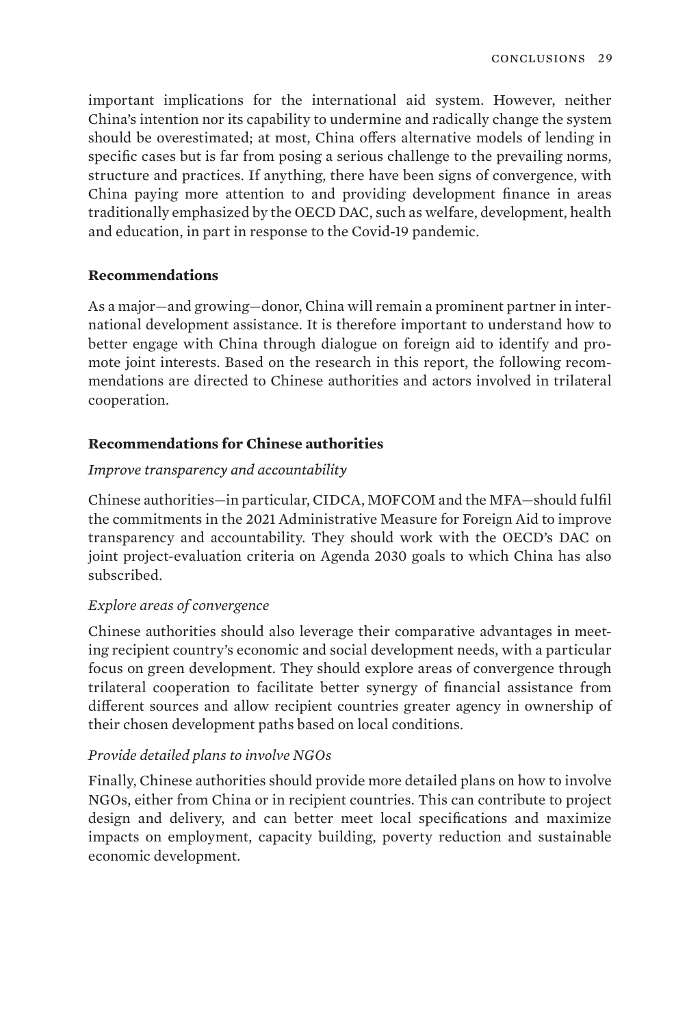important implications for the international aid system. However, neither China's intention nor its capability to undermine and radically change the system should be overestimated; at most, China offers alternative models of lending in specific cases but is far from posing a serious challenge to the prevailing norms, structure and practices. If anything, there have been signs of convergence, with China paying more attention to and providing development finance in areas traditionally emphasized by the OECD DAC, such as welfare, development, health and education, in part in response to the Covid-19 pandemic.

### Recommendations

As a major—and growing—donor, China will remain a prominent partner in international development assistance. It is therefore important to understand how to better engage with China through dialogue on foreign aid to identify and promote joint interests. Based on the research in this report, the following recommendations are directed to Chinese authorities and actors involved in trilateral cooperation.

### Recommendations for Chinese authorities

*Improve transparency and accountability*

Chinese authorities—in particular, CIDCA, MOFCOM and the MFA—should fulfil the commitments in the 2021 Administrative Measure for Foreign Aid to improve transparency and accountability. They should work with the OECD's DAC on joint project-evaluation criteria on Agenda 2030 goals to which China has also subscribed.

*Explore areas of convergence*

Chinese authorities should also leverage their comparative advantages in meeting recipient country's economic and social development needs, with a particular focus on green development. They should explore areas of convergence through trilateral cooperation to facilitate better synergy of financial assistance from different sources and allow recipient countries greater agency in ownership of their chosen development paths based on local conditions.

*Provide detailed plans to involve NGOs*

Finally, Chinese authorities should provide more detailed plans on how to involve NGOs, either from China or in recipient countries. This can contribute to project design and delivery, and can better meet local specifications and maximize impacts on employment, capacity building, poverty reduction and sustainable economic development.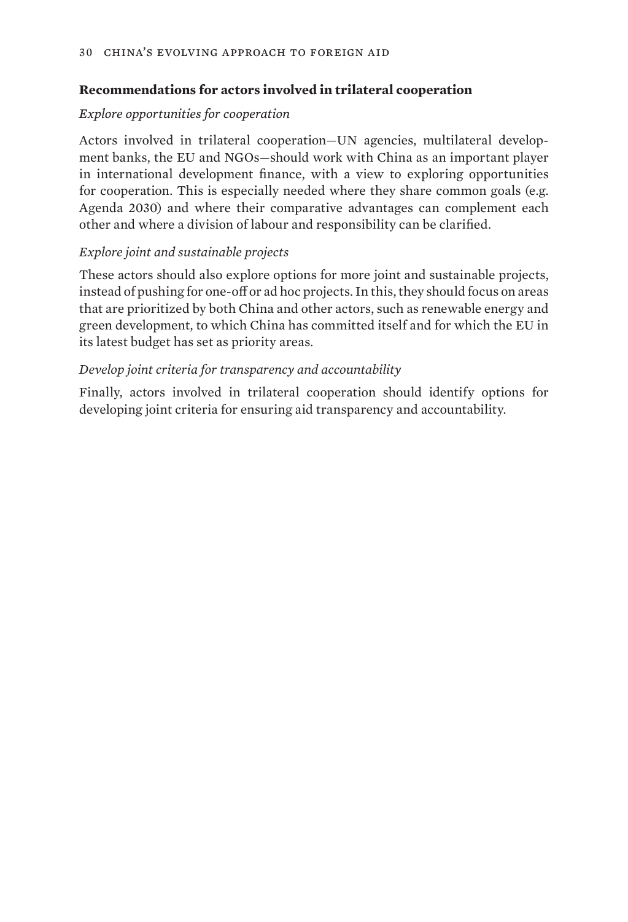### **Recommendations for actors involved in trilateral cooperation**

*Explore opportunities for cooperation*

Actors involved in trilateral cooperation—UN agencies, multilateral development banks, the EU and NGOs—should work with China as an important player in international development finance, with a view to exploring opportunities for cooperation. This is especially needed where they share common goals (e.g. Agenda 2030) and where their comparative advantages can complement each other and where a division of labour and responsibility can be clarified.

*Explore joint and sustainable projects*

These actors should also explore options for more joint and sustainable projects, instead of pushing for one-off or ad hoc projects. In this, they should focus on areas that are prioritized by both China and other actors, such as renewable energy and green development, to which China has committed itself and for which the EU in its latest budget has set as priority areas.

*Develop joint criteria for transparency and accountability*

Finally, actors involved in trilateral cooperation should identify options for developing joint criteria for ensuring aid transparency and accountability.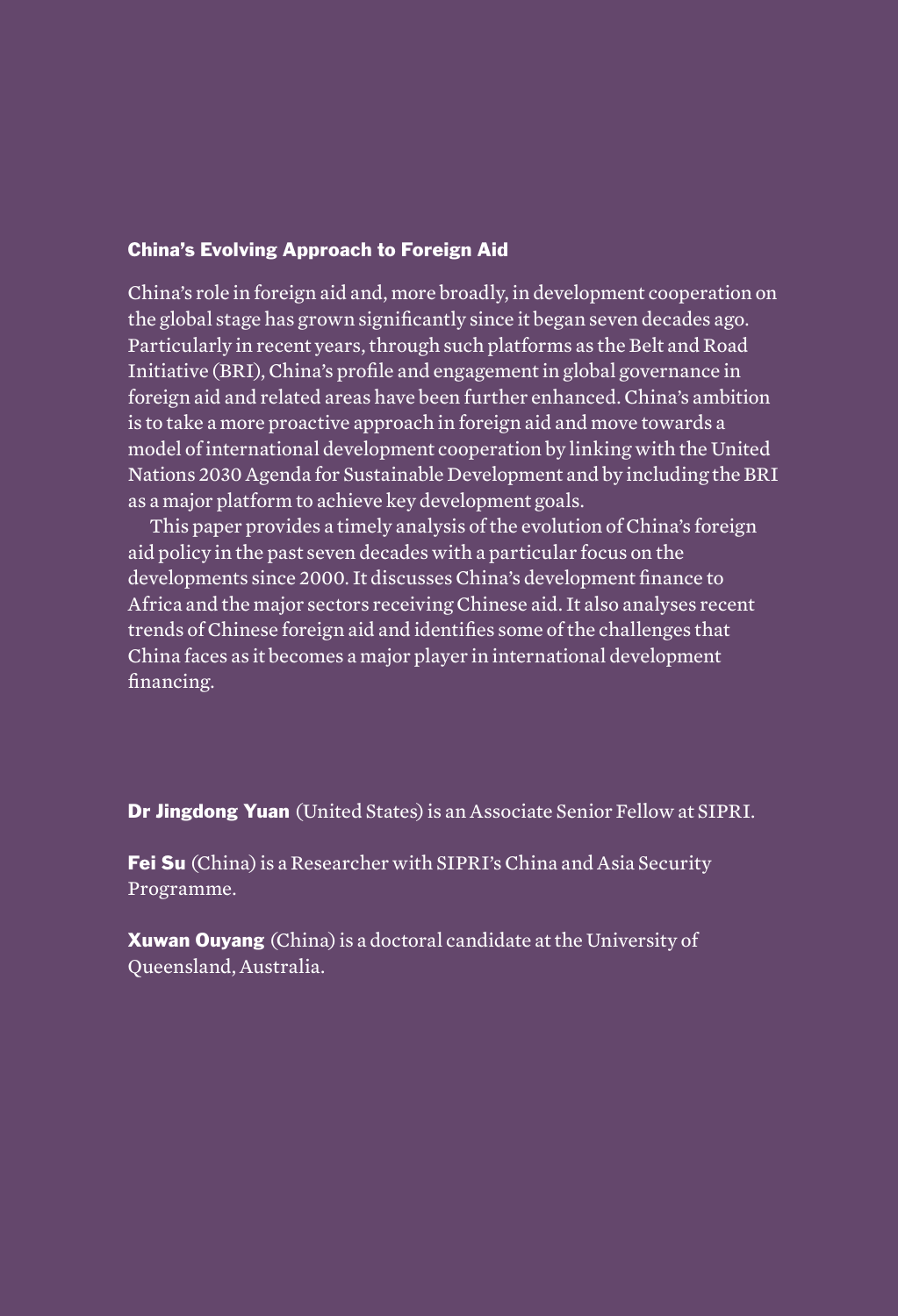## China's Evolving Approach to Foreign Aid

China's role in foreign aid and, more broadly, in development cooperation on the global stage has grown significantly since it began seven decades ago. Particularly in recent years, through such platforms as the Belt and Road Initiative (BRI), China's profile and engagement in global governance in foreign aid and related areas have been further enhanced. China's ambition is to take a more proactive approach in foreign aid and move towards a model of international development cooperation by linking with the United Nations 2030 Agenda for Sustainable Development and by including the BRI as a major platform to achieve key development goals.

This paper provides a timely analysis of the evolution of China's foreign aid policy in the past seven decades with a particular focus on the developments since 2000. It discusses China's development finance to Africa and the major sectors receiving Chinese aid. It also analyses recent trends of Chinese foreign aid and identifies some of the challenges that China faces as it becomes a major player in international development financing.

**Dr Jingdong Yuan** (United States) is an Associate Senior Fellow at SIPRI.

**Fei Su** (China) is a Researcher with SIPRI's China and Asia Security Programme.

**Xuwan Ouyang** (China) is a doctoral candidate at the University of Queensland, Australia.